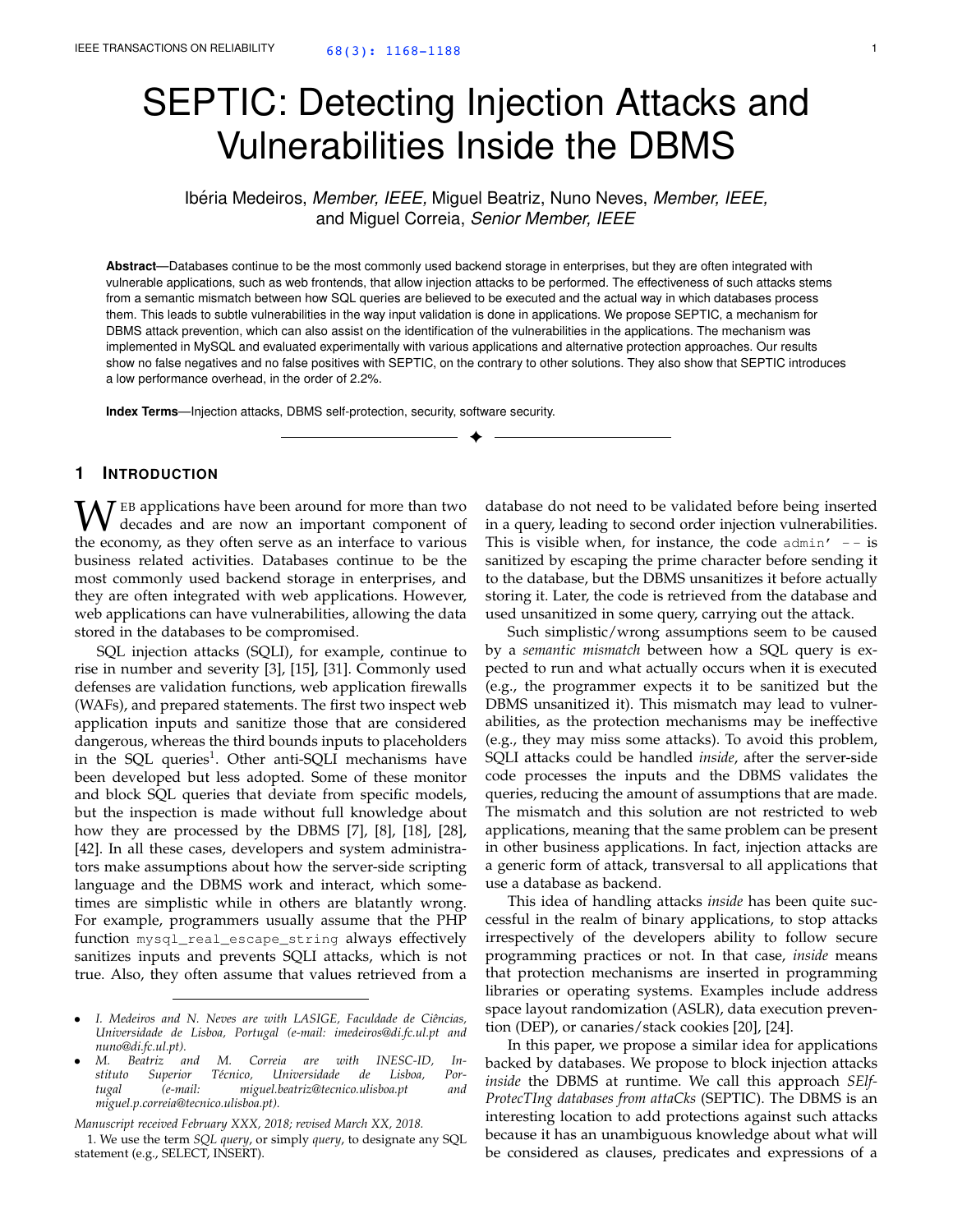# SEPTIC: Detecting Injection Attacks and Vulnerabilities Inside the DBMS

Ibéria Medeiros, *Member, IEEE*, Miguel Beatriz, Nuno Neves, *Member, IEEE*, and Miguel Correia, *Senior Member, IEEE*

**Abstract**—Databases continue to be the most commonly used backend storage in enterprises, but they are often integrated with vulnerable applications, such as web frontends, that allow injection attacks to be performed. The effectiveness of such attacks stems from a semantic mismatch between how SQL queries are believed to be executed and the actual way in which databases process them. This leads to subtle vulnerabilities in the way input validation is done in applications. We propose SEPTIC, a mechanism for DBMS attack prevention, which can also assist on the identification of the vulnerabilities in the applications. The mechanism was implemented in MySQL and evaluated experimentally with various applications and alternative protection approaches. Our results show no false negatives and no false positives with SEPTIC, on the contrary to other solutions. They also show that SEPTIC introduces a low performance overhead, in the order of 2.2%.

**Index Terms**—Injection attacks, DBMS self-protection, security, software security.

## 1 Introduction

Web applications have been around for more than two decades and are now an important component of the economy, as they often serve as an interface to various business related activities. Databases continue to be the most commonly used backend storage in enterprises, and they are often integrated with web applications. However, web applications can have vulnerabilities, allowing the data stored in the databases to be compromised.

SQL injection attacks (SQLI), for example, continue to rise in number and severity [3], [15], [31]. Commonly used defenses are validation functions, web application firewalls (WAFs), and prepared statements. The first two inspect web application inputs and sanitize those that are considered dangerous, whereas the third bounds inputs to placeholders in the SQL queries[1]. Other anti-SQLI mechanisms have been developed but less adopted. Some of these monitor and block SQL queries that deviate from specific models, but the inspection is made without full knowledge about how they are processed by the DBMS [7], [8], [18], [28], [42]. In all these cases, developers and system administrators make assumptions about how the server-side scripting language and the DBMS work and interact, which sometimes are simplistic while in others are blatantly wrong. For example, programmers usually assume that the PHP function `mysql_real_escape_string` always effectively sanitizes inputs and prevents SQLI attacks, which is not true. Also, they often assume that values retrieved from a database do not need to be validated before being inserted in a query, leading to second order injection vulnerabilities. This is visible when, for instance, the code `admin' --` is sanitized by escaping the prime character before sending it to the database, but the DBMS unsanitizes it before actually storing it. Later, the code is retrieved from the database and used unsanitized in some query, carrying out the attack.

Such simplistic/wrong assumptions seem to be caused by a *semantic mismatch* between how a SQL query is expected to run and what actually occurs when it is executed (e.g., the programmer expects it to be sanitized but the DBMS unsanitized it). This mismatch may lead to vulnerabilities, as the protection mechanisms may be ineffective (e.g., they may miss some attacks). To avoid this problem, SQLI attacks could be handled *inside*, after the server-side code processes the inputs and the DBMS validates the queries, reducing the amount of assumptions that are made. The mismatch and this solution are not restricted to web applications, meaning that the same problem can be present in other business applications. In fact, injection attacks are a generic form of attack, transversal to all applications that use a database as backend.

This idea of handling attacks *inside* has been quite successful in the realm of binary applications, to stop attacks irrespectively of the developers ability to follow secure programming practices or not. In that case, *inside* means that protection mechanisms are inserted in programming libraries or operating systems. Examples include address space layout randomization (ASLR), data execution prevention (DEP), or canaries/stack cookies [20], [24].

In this paper, we propose a similar idea for applications backed by databases. We propose to block injection attacks *inside* the DBMS at runtime. We call this approach *SElf-ProtecTIng databases from attaCks* (SEPTIC). The DBMS is an interesting location to add protections against such attacks because it has an unambiguous knowledge about what will be considered as clauses, predicates and expressions of a

---

- *I. Medeiros and N. Neves are with LASIGE, Faculdade de Ciências, Universidade de Lisboa, Portugal (e-mail: imedeiros@di.fc.ul.pt and nuno@di.fc.ul.pt).*
- *M. Beatriz and M. Correia are with INESC-ID, Instituto Superior Técnico, Universidade de Lisboa, Portugal (e-mail: miguel.beatriz@tecnico.ulisboa.pt and miguel.p.correia@tecnico.ulisboa.pt).*

*Manuscript received February XXX, 2018; revised March XX, 2018.*

1. We use the term *SQL query*, or simply *query*, to designate any SQL statement (e.g., SELECT, INSERT).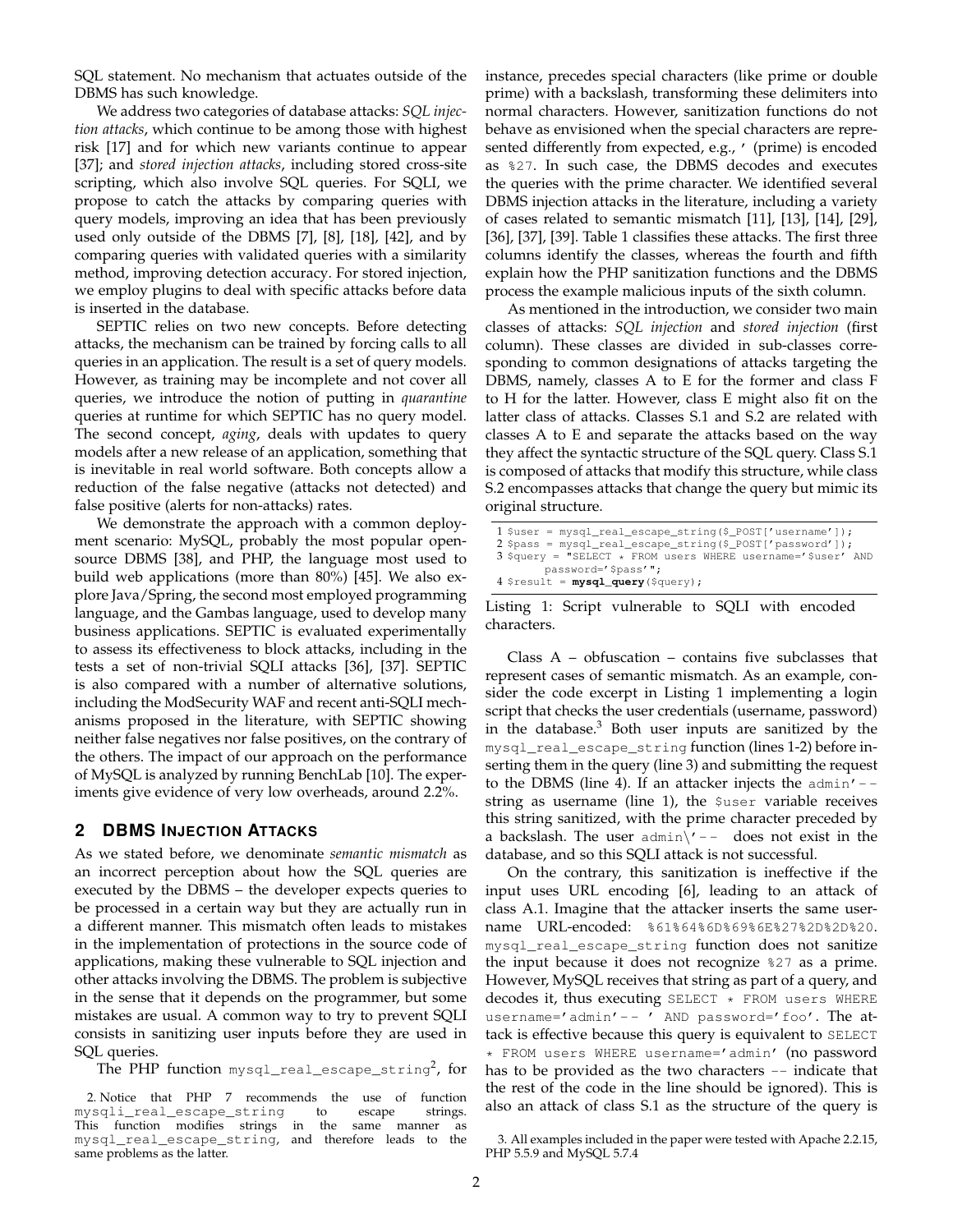SQL statement. No mechanism that actuates outside of the DBMS has such knowledge.

We address two categories of database attacks: *SQL injection attacks*, which continue to be among those with highest risk [17] and for which new variants continue to appear [37]; and *stored injection attacks*, including stored cross-site scripting, which also involve SQL queries. For SQLI, we propose to catch the attacks by comparing queries with query models, improving an idea that has been previously used only outside of the DBMS [7], [8], [18], [42], and by comparing queries with validated queries with a similarity method, improving detection accuracy. For stored injection, we employ plugins to deal with specific attacks before data is inserted in the database.

SEPTIC relies on two new concepts. Before detecting attacks, the mechanism can be trained by forcing calls to all queries in an application. The result is a set of query models. However, as training may be incomplete and not cover all queries, we introduce the notion of putting in *quarantine* queries at runtime for which SEPTIC has no query model. The second concept, *aging*, deals with updates to query models after a new release of an application, something that is inevitable in real world software. Both concepts allow a reduction of the false negative (attacks not detected) and false positive (alerts for non-attacks) rates.

We demonstrate the approach with a common deployment scenario: MySQL, probably the most popular open-source DBMS [38], and PHP, the language most used to build web applications (more than 80%) [45]. We also explore Java/Spring, the second most employed programming language, and the Gambas language, used to develop many business applications. SEPTIC is evaluated experimentally to assess its effectiveness to block attacks, including in the tests a set of non-trivial SQLI attacks [36], [37]. SEPTIC is also compared with a number of alternative solutions, including the ModSecurity WAF and recent anti-SQLI mechanisms proposed in the literature, with SEPTIC showing neither false negatives nor false positives, on the contrary of the others. The impact of our approach on the performance of MySQL is analyzed by running BenchLab [10]. The experiments give evidence of very low overheads, around 2.2%.

## 2 DBMS Injection Attacks

As we stated before, we denominate *semantic mismatch* as an incorrect perception about how the SQL queries are executed by the DBMS – the developer expects queries to be processed in a certain way but they are actually run in a different manner. This mismatch often leads to mistakes in the implementation of protections in the source code of applications, making these vulnerable to SQL injection and other attacks involving the DBMS. The problem is subjective in the sense that it depends on the programmer, but some mistakes are usual. A common way to try to prevent SQLI consists in sanitizing user inputs before they are used in SQL queries.

The PHP function `mysql_real_escape_string`[2], for instance, precedes special characters (like prime or double prime) with a backslash, transforming these delimiters into normal characters. However, sanitization functions do not behave as envisioned when the special characters are represented differently from expected, e.g., ' (prime) is encoded as `%27`. In such case, the DBMS decodes and executes the queries with the prime character. We identified several DBMS injection attacks in the literature, including a variety of cases related to semantic mismatch [11], [13], [14], [29], [36], [37], [39]. Table 1 classifies these attacks. The first three columns identify the classes, whereas the fourth and fifth explain how the PHP sanitization functions and the DBMS process the example malicious inputs of the sixth column.

As mentioned in the introduction, we consider two main classes of attacks: *SQL injection* and *stored injection* (first column). These classes are divided in sub-classes corresponding to common designations of attacks targeting the DBMS, namely, classes A to E for the former and class F to H for the latter. However, class E might also fit on the latter class of attacks. Classes S.1 and S.2 are related with classes A to E and separate the attacks based on the way they affect the syntactic structure of the SQL query. Class S.1 is composed of attacks that modify this structure, while class S.2 encompasses attacks that change the query but mimic its original structure.

```
1 $user = mysql_real_escape_string($_POST['username']);
2 $pass = mysql_real_escape_string($_POST['password']);
3 $query = "SELECT * FROM users WHERE username='$user' AND
       password='$pass'";
4 $result = mysql_query($query);
```

Listing 1: Script vulnerable to SQLI with encoded characters.

Class A – obfuscation – contains five subclasses that represent cases of semantic mismatch. As an example, consider the code excerpt in Listing 1 implementing a login script that checks the user credentials (username, password) in the database.[3] Both user inputs are sanitized by the `mysql_real_escape_string` function (lines 1-2) before inserting them in the query (line 3) and submitting the request to the DBMS (line 4). If an attacker injects the `admin'--` string as username (line 1), the `$user` variable receives this string sanitized, with the prime character preceded by a backslash. The user `admin\'--` does not exist in the database, and so this SQLI attack is not successful.

On the contrary, this sanitization is ineffective if the input uses URL encoding [6], leading to an attack of class A.1. Imagine that the attacker inserts the same username URL-encoded: `%61%64%6D%69%6E%27%2D%2D%20`. `mysql_real_escape_string` function does not sanitize the input because it does not recognize `%27` as a prime. However, MySQL receives that string as part of a query, and decodes it, thus executing `SELECT * FROM users WHERE username='admin'-- ' AND password='foo'`. The attack is effective because this query is equivalent to `SELECT * FROM users WHERE username='admin'` (no password has to be provided as the two characters `--` indicate that the rest of the code in the line should be ignored). This is also an attack of class S.1 as the structure of the query is

2. Notice that PHP 7 recommends the use of function `mysqli_real_escape_string` to escape strings. This function modifies strings in the same manner as `mysql_real_escape_string`, and therefore leads to the same problems as the latter.

3. All examples included in the paper were tested with Apache 2.2.15, PHP 5.5.9 and MySQL 5.7.4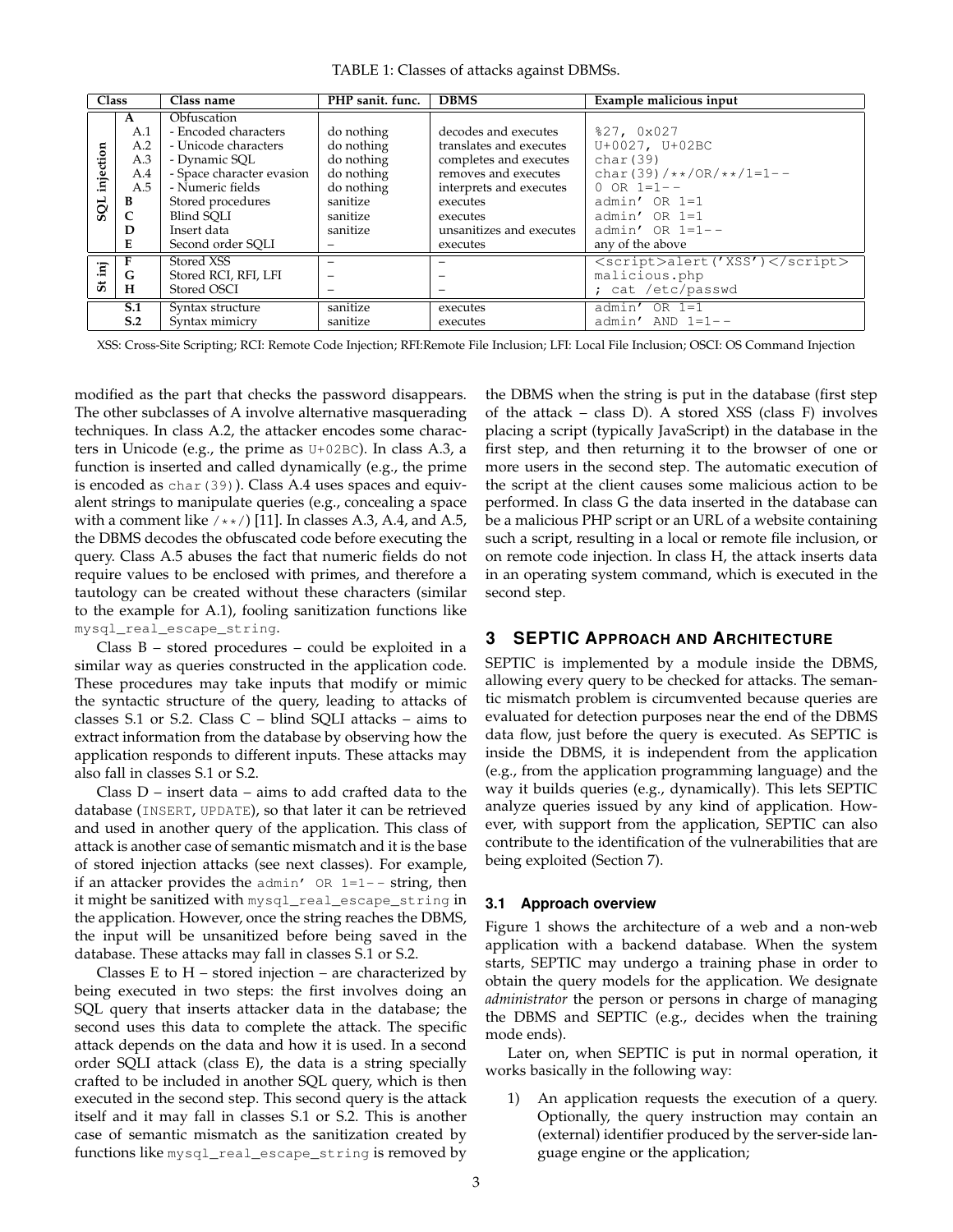TABLE 1: Classes of attacks against DBMSs.

| Class | | Class name | PHP sanit. func. | DBMS | Example malicious input |
|---|---|---|---|---|---|
| SQL injection | A | Obfuscation | | | |
| | A.1 | - Encoded characters | do nothing | decodes and executes | %27, 0x027 |
| | A.2 | - Unicode characters | do nothing | translates and executes | U+0027, U+02BC |
| | A.3 | - Dynamic SQL | do nothing | completes and executes | char(39) |
| | A.4 | - Space character evasion | do nothing | removes and executes | char(39)/**/OR/**/1=1-- |
| | A.5 | - Numeric fields | do nothing | interprets and executes | 0 OR 1=1-- |
| | B | Stored procedures | sanitize | executes | admin' OR 1=1 |
| | C | Blind SQLI | sanitize | executes | admin' OR 1=1 |
| | D | Insert data | sanitize | unsanitizes and executes | admin' OR 1=1-- |
| | E | Second order SQLI | – | executes | any of the above |
| St inj | F | Stored XSS | – | – | <script>alert('XSS')</script> |
| | G | Stored RCI, RFI, LFI | – | – | malicious.php |
| | H | Stored OSCI | – | – | ; cat /etc/passwd |
| | S.1 | Syntax structure | sanitize | executes | admin' OR 1=1 |
| | S.2 | Syntax mimicry | sanitize | executes | admin' AND 1=1-- |

XSS: Cross-Site Scripting; RCI: Remote Code Injection; RFI:Remote File Inclusion; LFI: Local File Inclusion; OSCI: OS Command Injection

modified as the part that checks the password disappears. The other subclasses of A involve alternative masquerading techniques. In class A.2, the attacker encodes some characters in Unicode (e.g., the prime as U+02BC). In class A.3, a function is inserted and called dynamically (e.g., the prime is encoded as char(39)). Class A.4 uses spaces and equivalent strings to manipulate queries (e.g., concealing a space with a comment like /**/) [11]. In classes A.3, A.4, and A.5, the DBMS decodes the obfuscated code before executing the query. Class A.5 abuses the fact that numeric fields do not require values to be enclosed with primes, and therefore a tautology can be created without these characters (similar to the example for A.1), fooling sanitization functions like mysql_real_escape_string.

Class B – stored procedures – could be exploited in a similar way as queries constructed in the application code. These procedures may take inputs that modify or mimic the syntactic structure of the query, leading to attacks of classes S.1 or S.2. Class C – blind SQLI attacks – aims to extract information from the database by observing how the application responds to different inputs. These attacks may also fall in classes S.1 or S.2.

Class D – insert data – aims to add crafted data to the database (INSERT, UPDATE), so that later it can be retrieved and used in another query of the application. This class of attack is another case of semantic mismatch and it is the base of stored injection attacks (see next classes). For example, if an attacker provides the admin' OR 1=1-- string, then it might be sanitized with mysql_real_escape_string in the application. However, once the string reaches the DBMS, the input will be unsanitized before being saved in the database. These attacks may fall in classes S.1 or S.2.

Classes E to H – stored injection – are characterized by being executed in two steps: the first involves doing an SQL query that inserts attacker data in the database; the second uses this data to complete the attack. The specific attack depends on the data and how it is used. In a second order SQLI attack (class E), the data is a string specially crafted to be included in another SQL query, which is then executed in the second step. This second query is the attack itself and it may fall in classes S.1 or S.2. This is another case of semantic mismatch as the sanitization created by functions like mysql_real_escape_string is removed by the DBMS when the string is put in the database (first step of the attack – class D). A stored XSS (class F) involves placing a script (typically JavaScript) in the database in the first step, and then returning it to the browser of one or more users in the second step. The automatic execution of the script at the client causes some malicious action to be performed. In class G the data inserted in the database can be a malicious PHP script or an URL of a website containing such a script, resulting in a local or remote file inclusion, or on remote code injection. In class H, the attack inserts data in an operating system command, which is executed in the second step.

## 3 SEPTIC Approach and Architecture

SEPTIC is implemented by a module inside the DBMS, allowing every query to be checked for attacks. The semantic mismatch problem is circumvented because queries are evaluated for detection purposes near the end of the DBMS data flow, just before the query is executed. As SEPTIC is inside the DBMS, it is independent from the application (e.g., from the application programming language) and the way it builds queries (e.g., dynamically). This lets SEPTIC analyze queries issued by any kind of application. However, with support from the application, SEPTIC can also contribute to the identification of the vulnerabilities that are being exploited (Section 7).

### 3.1 Approach overview

Figure 1 shows the architecture of a web and a non-web application with a backend database. When the system starts, SEPTIC may undergo a training phase in order to obtain the query models for the application. We designate *administrator* the person or persons in charge of managing the DBMS and SEPTIC (e.g., decides when the training mode ends).

Later on, when SEPTIC is put in normal operation, it works basically in the following way:

1) An application requests the execution of a query. Optionally, the query instruction may contain an (external) identifier produced by the server-side language engine or the application;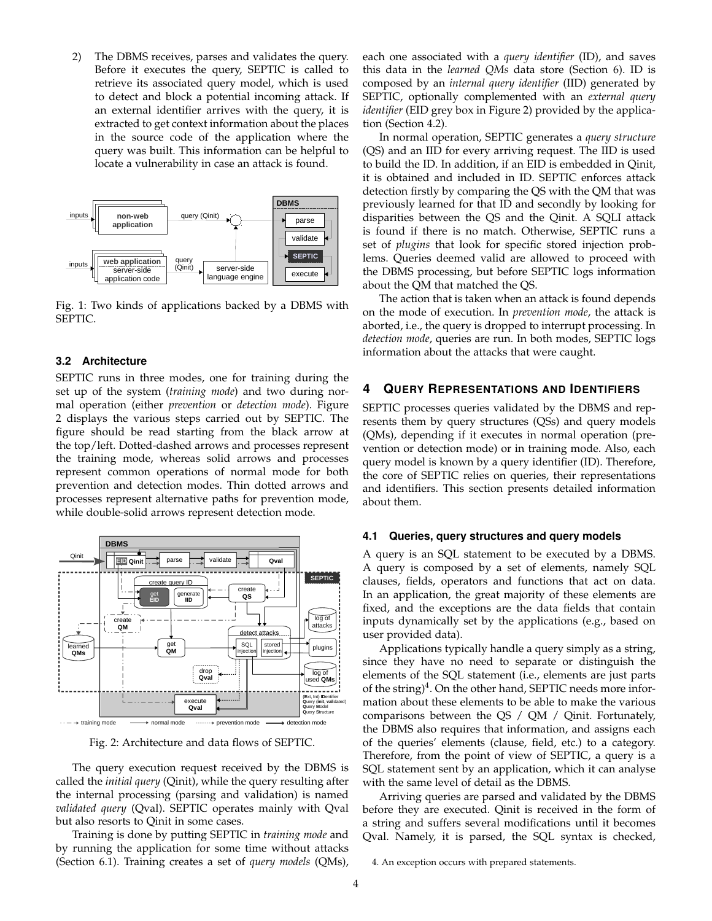2) The DBMS receives, parses and validates the query. Before it executes the query, SEPTIC is called to retrieve its associated query model, which is used to detect and block a potential incoming attack. If an external identifier arrives with the query, it is extracted to get context information about the places in the source code of the application where the query was built. This information can be helpful to locate a vulnerability in case an attack is found.

Fig. 1: Two kinds of applications backed by a DBMS with SEPTIC.

### 3.2 Architecture

SEPTIC runs in three modes, one for training during the set up of the system (*training mode*) and two during normal operation (either *prevention* or *detection mode*). Figure 2 displays the various steps carried out by SEPTIC. The figure should be read starting from the black arrow at the top/left. Dotted-dashed arrows and processes represent the training mode, whereas solid arrows and processes represent common operations of normal mode for both prevention and detection modes. Thin dotted arrows and processes represent alternative paths for prevention mode, while double-solid arrows represent detection mode.

Fig. 2: Architecture and data flows of SEPTIC.

The query execution request received by the DBMS is called the *initial query* (Qinit), while the query resulting after the internal processing (parsing and validation) is named *validated query* (Qval). SEPTIC operates mainly with Qval but also resorts to Qinit in some cases.

Training is done by putting SEPTIC in *training mode* and by running the application for some time without attacks (Section 6.1). Training creates a set of *query models* (QMs), each one associated with a *query identifier* (ID), and saves this data in the *learned QMs* data store (Section 6). ID is composed by an *internal query identifier* (IID) generated by SEPTIC, optionally complemented with an *external query identifier* (EID grey box in Figure 2) provided by the application (Section 4.2).

In normal operation, SEPTIC generates a *query structure* (QS) and an IID for every arriving request. The IID is used to build the ID. In addition, if an EID is embedded in Qinit, it is obtained and included in ID. SEPTIC enforces attack detection firstly by comparing the QS with the QM that was previously learned for that ID and secondly by looking for disparities between the QS and the Qinit. A SQLI attack is found if there is no match. Otherwise, SEPTIC runs a set of *plugins* that look for specific stored injection problems. Queries deemed valid are allowed to proceed with the DBMS processing, but before SEPTIC logs information about the QM that matched the QS.

The action that is taken when an attack is found depends on the mode of execution. In *prevention mode*, the attack is aborted, i.e., the query is dropped to interrupt processing. In *detection mode*, queries are run. In both modes, SEPTIC logs information about the attacks that were caught.

## 4 Query Representations and Identifiers

SEPTIC processes queries validated by the DBMS and represents them by query structures (QSs) and query models (QMs), depending if it executes in normal operation (prevention or detection mode) or in training mode. Also, each query model is known by a query identifier (ID). Therefore, the core of SEPTIC relies on queries, their representations and identifiers. This section presents detailed information about them.

### 4.1 Queries, query structures and query models

A query is an SQL statement to be executed by a DBMS. A query is composed by a set of elements, namely SQL clauses, fields, operators and functions that act on data. In an application, the great majority of these elements are fixed, and the exceptions are the data fields that contain inputs dynamically set by the applications (e.g., based on user provided data).

Applications typically handle a query simply as a string, since they have no need to separate or distinguish the elements of the SQL statement (i.e., elements are just parts of the string)[4]. On the other hand, SEPTIC needs more information about these elements to be able to make the various comparisons between the QS / QM / Qinit. Fortunately, the DBMS also requires that information, and assigns each of the queries' elements (clause, field, etc.) to a category. Therefore, from the point of view of SEPTIC, a query is a SQL statement sent by an application, which it can analyse with the same level of detail as the DBMS.

Arriving queries are parsed and validated by the DBMS before they are executed. Qinit is received in the form of a string and suffers several modifications until it becomes Qval. Namely, it is parsed, the SQL syntax is checked,

4. An exception occurs with prepared statements.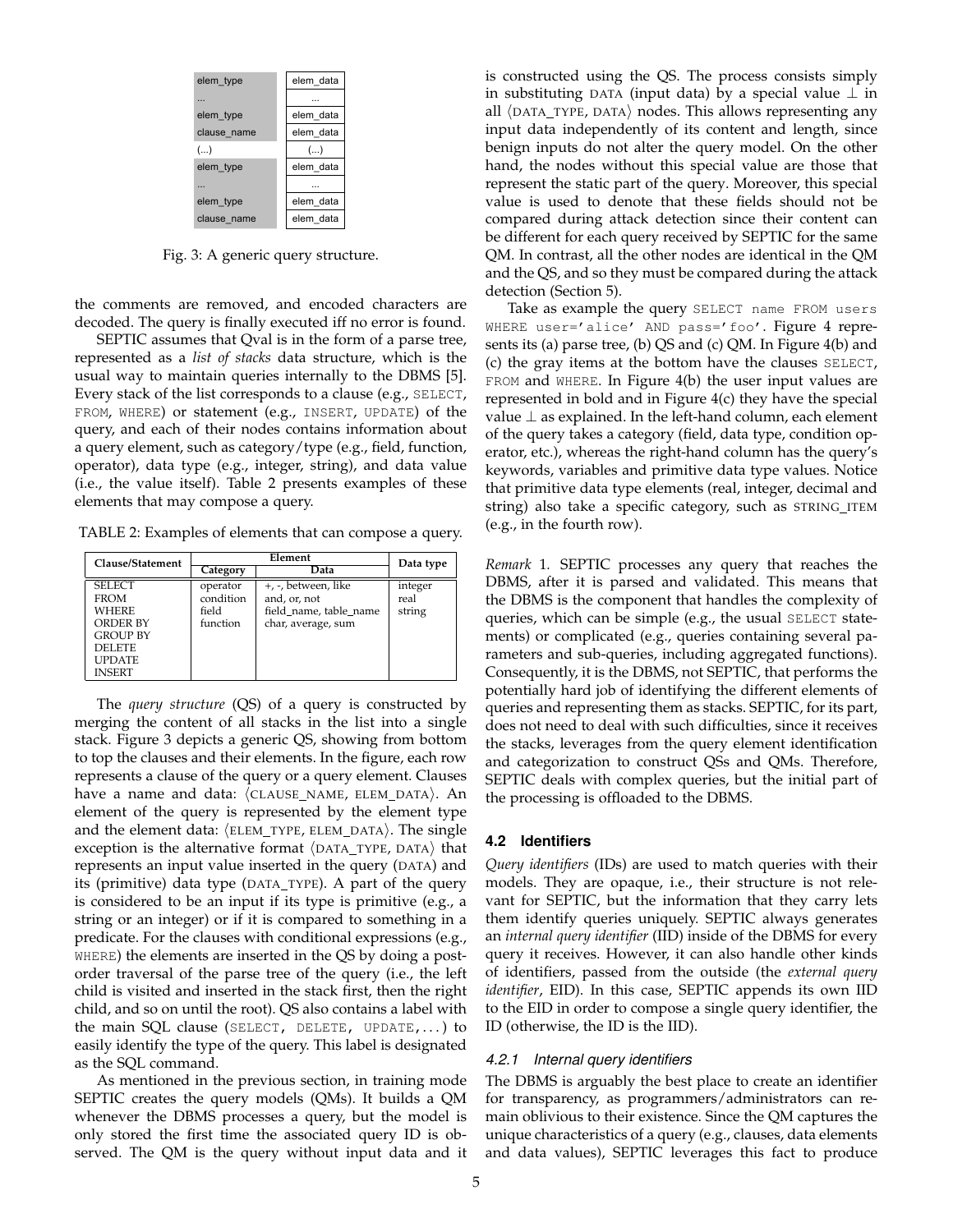| elem_type | elem_data |
|---|---|
| ... | ... |
| elem_type | elem_data |
| clause_name | elem_data |
| (...) | (...) |
| elem_type | elem_data |
| ... | ... |
| elem_type | elem_data |
| clause_name | elem_data |

Fig. 3: A generic query structure.

the comments are removed, and encoded characters are decoded. The query is finally executed iff no error is found.

SEPTIC assumes that Qval is in the form of a parse tree, represented as a *list of stacks* data structure, which is the usual way to maintain queries internally to the DBMS [5]. Every stack of the list corresponds to a clause (e.g., SELECT, FROM, WHERE) or statement (e.g., INSERT, UPDATE) of the query, and each of their nodes contains information about a query element, such as category/type (e.g., field, function, operator), data type (e.g., integer, string), and data value (i.e., the value itself). Table 2 presents examples of these elements that may compose a query.

TABLE 2: Examples of elements that can compose a query.

| Clause/Statement | Element | | Data type |
|---|---|---|---|
| | Category | Data | |
| SELECT<br>FROM<br>WHERE<br>ORDER BY<br>GROUP BY<br>DELETE<br>UPDATE<br>INSERT | operator<br>condition<br>field<br>function | +, -, between, like<br>and, or, not<br>field_name, table_name<br>char, average, sum | integer<br>real<br>string |

The *query structure* (QS) of a query is constructed by merging the content of all stacks in the list into a single stack. Figure 3 depicts a generic QS, showing from bottom to top the clauses and their elements. In the figure, each row represents a clause of the query or a query element. Clauses have a name and data: ⟨CLAUSE_NAME, ELEM_DATA⟩. An element of the query is represented by the element type and the element data: ⟨ELEM_TYPE, ELEM_DATA⟩. The single exception is the alternative format ⟨DATA_TYPE, DATA⟩ that represents an input value inserted in the query (DATA) and its (primitive) data type (DATA_TYPE). A part of the query is considered to be an input if its type is primitive (e.g., a string or an integer) or if it is compared to something in a predicate. For the clauses with conditional expressions (e.g., WHERE) the elements are inserted in the QS by doing a post-order traversal of the parse tree of the query (i.e., the left child is visited and inserted in the stack first, then the right child, and so on until the root). QS also contains a label with the main SQL clause (SELECT, DELETE, UPDATE,...) to easily identify the type of the query. This label is designated as the SQL command.

As mentioned in the previous section, in training mode SEPTIC creates the query models (QMs). It builds a QM whenever the DBMS processes a query, but the model is only stored the first time the associated query ID is observed. The QM is the query without input data and it is constructed using the QS. The process consists simply in substituting DATA (input data) by a special value $\perp$ in all ⟨DATA_TYPE, DATA⟩ nodes. This allows representing any input data independently of its content and length, since benign inputs do not alter the query model. On the other hand, the nodes without this special value are those that represent the static part of the query. Moreover, this special value is used to denote that these fields should not be compared during attack detection since their content can be different for each query received by SEPTIC for the same QM. In contrast, all the other nodes are identical in the QM and the QS, and so they must be compared during the attack detection (Section 5).

Take as example the query SELECT name FROM users WHERE user='alice' AND pass='foo'. Figure 4 represents its (a) parse tree, (b) QS and (c) QM. In Figure 4(b) and (c) the gray items at the bottom have the clauses SELECT, FROM and WHERE. In Figure 4(b) the user input values are represented in bold and in Figure 4(c) they have the special value $\perp$ as explained. In the left-hand column, each element of the query takes a category (field, data type, condition operator, etc.), whereas the right-hand column has the query's keywords, variables and primitive data type values. Notice that primitive data type elements (real, integer, decimal and string) also take a specific category, such as STRING_ITEM (e.g., in the fourth row).

*Remark* 1. SEPTIC processes any query that reaches the DBMS, after it is parsed and validated. This means that the DBMS is the component that handles the complexity of queries, which can be simple (e.g., the usual SELECT statements) or complicated (e.g., queries containing several parameters and sub-queries, including aggregated functions). Consequently, it is the DBMS, not SEPTIC, that performs the potentially hard job of identifying the different elements of queries and representing them as stacks. SEPTIC, for its part, does not need to deal with such difficulties, since it receives the stacks, leverages from the query element identification and categorization to construct QSs and QMs. Therefore, SEPTIC deals with complex queries, but the initial part of the processing is offloaded to the DBMS.

### 4.2 Identifiers

*Query identifiers* (IDs) are used to match queries with their models. They are opaque, i.e., their structure is not relevant for SEPTIC, but the information that they carry lets them identify queries uniquely. SEPTIC always generates an *internal query identifier* (IID) inside of the DBMS for every query it receives. However, it can also handle other kinds of identifiers, passed from the outside (the *external query identifier*, EID). In this case, SEPTIC appends its own IID to the EID in order to compose a single query identifier, the ID (otherwise, the ID is the IID).

#### 4.2.1 Internal query identifiers

The DBMS is arguably the best place to create an identifier for transparency, as programmers/administrators can remain oblivious to their existence. Since the QM captures the unique characteristics of a query (e.g., clauses, data elements and data values), SEPTIC leverages this fact to produce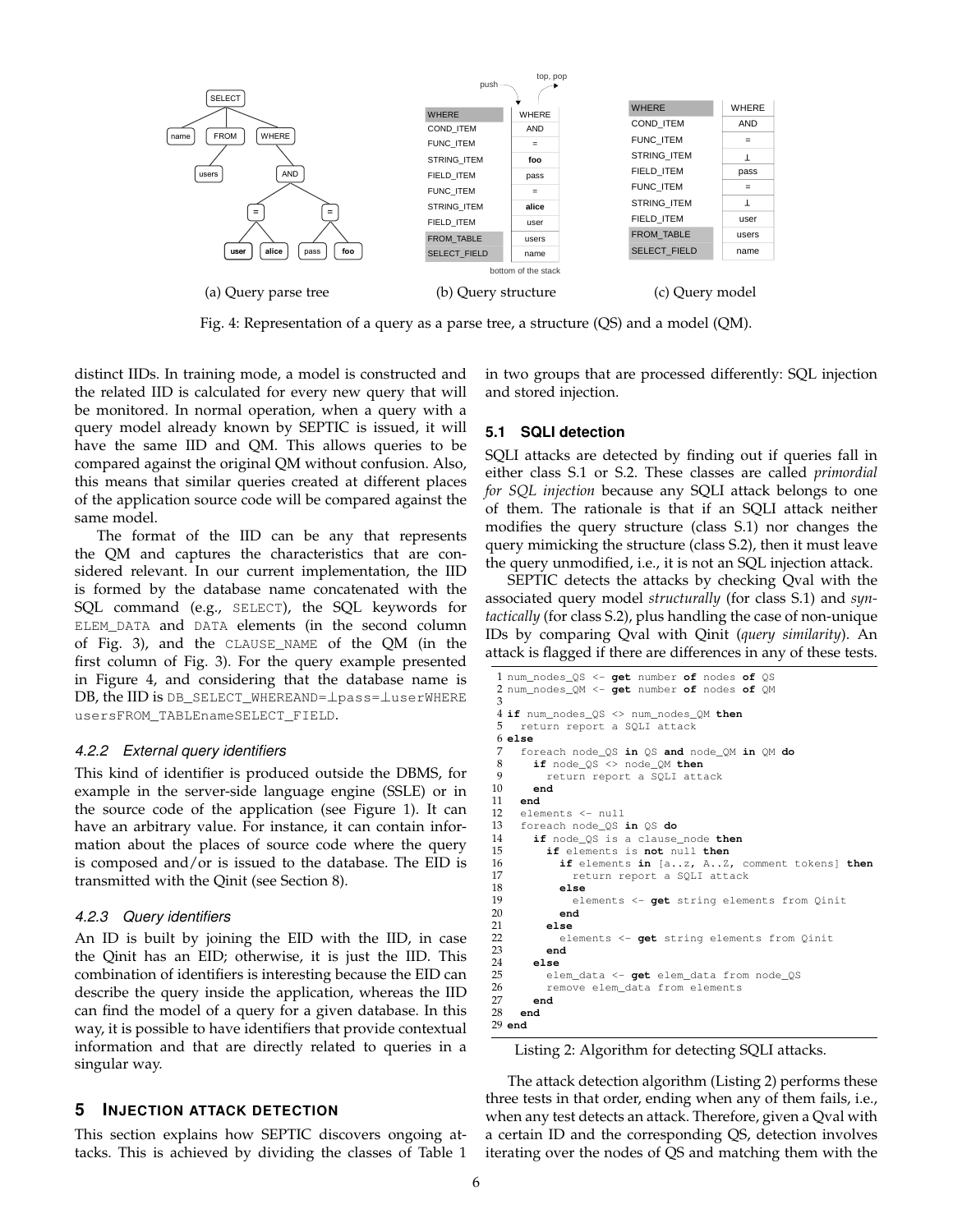Fig. 4: Representation of a query as a parse tree, a structure (QS) and a model (QM).

distinct IIDs. In training mode, a model is constructed and the related IID is calculated for every new query that will be monitored. In normal operation, when a query with a query model already known by SEPTIC is issued, it will have the same IID and QM. This allows queries to be compared against the original QM without confusion. Also, this means that similar queries created at different places of the application source code will be compared against the same model.

The format of the IID can be any that represents the QM and captures the characteristics that are considered relevant. In our current implementation, the IID is formed by the database name concatenated with the SQL command (e.g., `SELECT`), the SQL keywords for `ELEM_DATA` and `DATA` elements (in the second column of Fig. 3), and the `CLAUSE_NAME` of the QM (in the first column of Fig. 3). For the query example presented in Figure 4, and considering that the database name is DB, the IID is `DB_SELECT_WHEREAND=⊥pass=⊥userWHERE usersFROM_TABLEnameSELECT_FIELD`.

#### 4.2.2 External query identifiers

This kind of identifier is produced outside the DBMS, for example in the server-side language engine (SSLE) or in the source code of the application (see Figure 1). It can have an arbitrary value. For instance, it can contain information about the places of source code where the query is composed and/or is issued to the database. The EID is transmitted with the Qinit (see Section 8).

#### 4.2.3 Query identifiers

An ID is built by joining the EID with the IID, in case the Qinit has an EID; otherwise, it is just the IID. This combination of identifiers is interesting because the EID can describe the query inside the application, whereas the IID can find the model of a query for a given database. In this way, it is possible to have identifiers that provide contextual information and that are directly related to queries in a singular way.

## 5 Injection attack detection

This section explains how SEPTIC discovers ongoing attacks. This is achieved by dividing the classes of Table 1 in two groups that are processed differently: SQL injection and stored injection.

### 5.1 SQLI detection

SQLI attacks are detected by finding out if queries fall in either class S.1 or S.2. These classes are called *primordial for SQL injection* because any SQLI attack belongs to one of them. The rationale is that if an SQLI attack neither modifies the query structure (class S.1) nor changes the query mimicking the structure (class S.2), then it must leave the query unmodified, i.e., it is not an SQL injection attack.

SEPTIC detects the attacks by checking Qval with the associated query model *structurally* (for class S.1) and *syntactically* (for class S.2), plus handling the case of non-unique IDs by comparing Qval with Qinit (*query similarity*). An attack is flagged if there are differences in any of these tests.

```
1 num_nodes_QS <- get number of nodes of QS
2 num_nodes_QM <- get number of nodes of QM
3
4 if num_nodes_QS <> num_nodes_QM then
5   return report a SQLI attack
6 else
7   foreach node_QS in QS and node_QM in QM do
8     if node_QS <> node_QM then
9       return report a SQLI attack
10    end
11  end
12  elements <- null
13  foreach node_QS in QS do
14    if node_QS is a clause_node then
15      if elements is not null then
16        if elements in [a..z, A..Z, comment tokens] then
17          return report a SQLI attack
18        else
19          elements <- get string elements from Qinit
20        end
21      else
22        elements <- get string elements from Qinit
23      end
24    else
25      elem_data <- get elem_data from node_QS
26      remove elem_data from elements
27    end
28  end
29 end
```

Listing 2: Algorithm for detecting SQLI attacks.

The attack detection algorithm (Listing 2) performs these three tests in that order, ending when any of them fails, i.e., when any test detects an attack. Therefore, given a Qval with a certain ID and the corresponding QS, detection involves iterating over the nodes of QS and matching them with the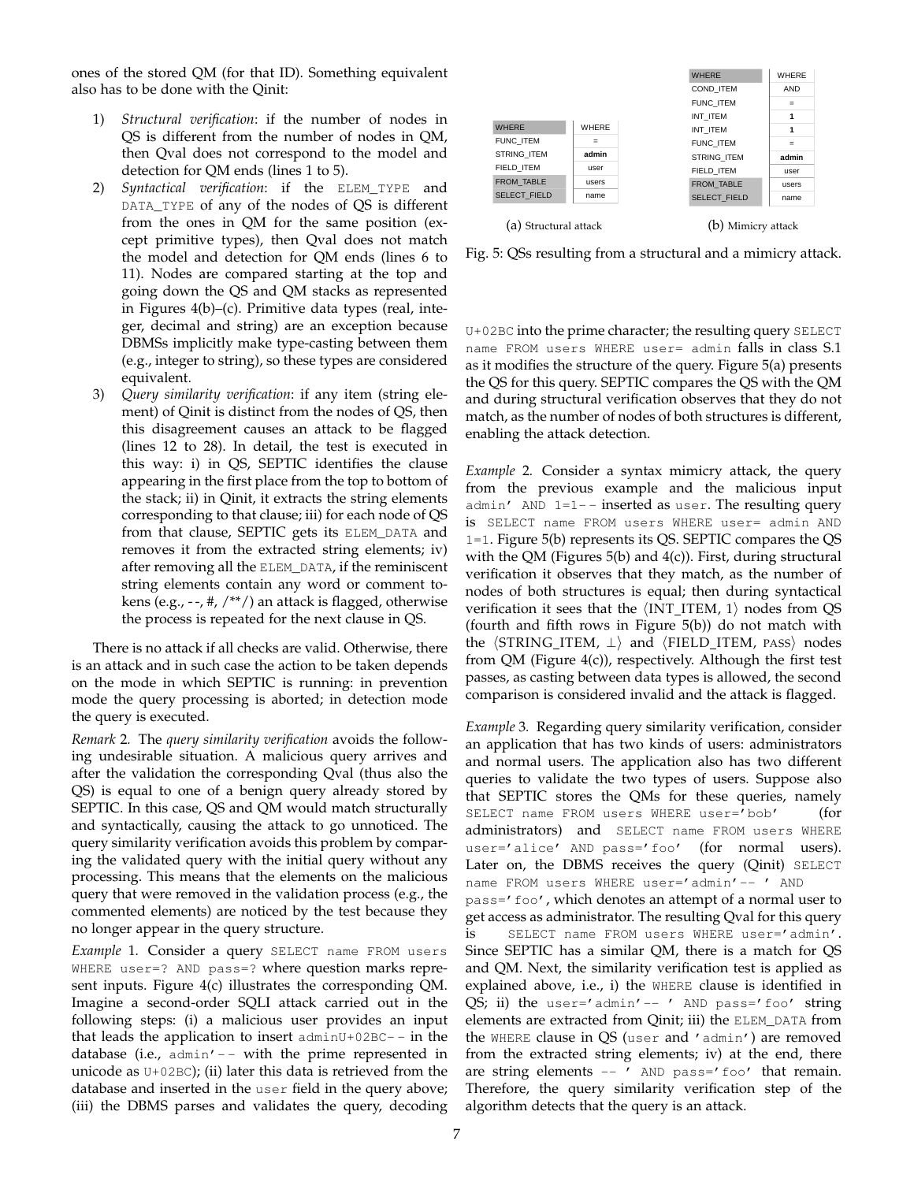ones of the stored QM (for that ID). Something equivalent also has to be done with the Qinit:

1) *Structural verification*: if the number of nodes in QS is different from the number of nodes in QM, then Qval does not correspond to the model and detection for QM ends (lines 1 to 5).
2) *Syntactical verification*: if the `ELEM_TYPE` and `DATA_TYPE` of any of the nodes of QS is different from the ones in QM for the same position (except primitive types), then Qval does not match the model and detection for QM ends (lines 6 to 11). Nodes are compared starting at the top and going down the QS and QM stacks as represented in Figures 4(b)–(c). Primitive data types (real, integer, decimal and string) are an exception because DBMSs implicitly make type-casting between them (e.g., integer to string), so these types are considered equivalent.
3) *Query similarity verification*: if any item (string element) of Qinit is distinct from the nodes of QS, then this disagreement causes an attack to be flagged (lines 12 to 28). In detail, the test is executed in this way: i) in QS, SEPTIC identifies the clause appearing in the first place from the top to bottom of the stack; ii) in Qinit, it extracts the string elements corresponding to that clause; iii) for each node of QS from that clause, SEPTIC gets its `ELEM_DATA` and removes it from the extracted string elements; iv) after removing all the `ELEM_DATA`, if the reminiscent string elements contain any word or comment tokens (e.g., --, #, /**/) an attack is flagged, otherwise the process is repeated for the next clause in QS.

There is no attack if all checks are valid. Otherwise, there is an attack and in such case the action to be taken depends on the mode in which SEPTIC is running: in prevention mode the query processing is aborted; in detection mode the query is executed.

*Remark* 2. The *query similarity verification* avoids the following undesirable situation. A malicious query arrives and after the validation the corresponding Qval (thus also the QS) is equal to one of a benign query already stored by SEPTIC. In this case, QS and QM would match structurally and syntactically, causing the attack to go unnoticed. The query similarity verification avoids this problem by comparing the validated query with the initial query without any processing. This means that the elements on the malicious query that were removed in the validation process (e.g., the commented elements) are noticed by the test because they no longer appear in the query structure.

*Example* 1. Consider a query `SELECT name FROM users WHERE user=? AND pass=?` where question marks represent inputs. Figure 4(c) illustrates the corresponding QM. Imagine a second-order SQLI attack carried out in the following steps: (i) a malicious user provides an input that leads the application to insert `adminU+02BC--` in the database (i.e., `admin'--` with the prime represented in unicode as `U+02BC`); (ii) later this data is retrieved from the database and inserted in the `user` field in the query above; (iii) the DBMS parses and validates the query, decoding `U+02BC` into the prime character; the resulting query `SELECT name FROM users WHERE user= admin` falls in class S.1 as it modifies the structure of the query. Figure 5(a) presents the QS for this query. SEPTIC compares the QS with the QM and during structural verification observes that they do not match, as the number of nodes of both structures is different, enabling the attack detection.

(a) Structural attack

| | |
|---|---|
| WHERE | WHERE |
| FUNC_ITEM | = |
| STRING_ITEM | **admin** |
| FIELD_ITEM | user |
| FROM_TABLE | users |
| SELECT_FIELD | name |

(b) Mimicry attack

| | |
|---|---|
| WHERE | WHERE |
| COND_ITEM | AND |
| FUNC_ITEM | = |
| INT_ITEM | **1** |
| INT_ITEM | **1** |
| FUNC_ITEM | = |
| STRING_ITEM | **admin** |
| FIELD_ITEM | user |
| FROM_TABLE | users |
| SELECT_FIELD | name |

Fig. 5: QSs resulting from a structural and a mimicry attack.

*Example* 2. Consider a syntax mimicry attack, the query from the previous example and the malicious input `admin' AND 1=1--` inserted as `user`. The resulting query is `SELECT name FROM users WHERE user= admin AND 1=1`. Figure 5(b) represents its QS. SEPTIC compares the QS with the QM (Figures 5(b) and 4(c)). First, during structural verification it observes that they match, as the number of nodes of both structures is equal; then during syntactical verification it sees that the $\langle$INT_ITEM, 1$\rangle$ nodes from QS (fourth and fifth rows in Figure 5(b)) do not match with the $\langle$STRING_ITEM, $\perp\rangle$ and $\langle$FIELD_ITEM, PASS$\rangle$ nodes from QM (Figure 4(c)), respectively. Although the first test passes, as casting between data types is allowed, the second comparison is considered invalid and the attack is flagged.

*Example* 3. Regarding query similarity verification, consider an application that has two kinds of users: administrators and normal users. The application also has two different queries to validate the two types of users. Suppose also that SEPTIC stores the QMs for these queries, namely `SELECT name FROM users WHERE user='bob'` (for administrators) and `SELECT name FROM users WHERE user='alice' AND pass='foo'` (for normal users). Later on, the DBMS receives the query (Qinit) `SELECT name FROM users WHERE user='admin'-- ' AND pass='foo'`, which denotes an attempt of a normal user to get access as administrator. The resulting Qval for this query is `SELECT name FROM users WHERE user='admin'`. Since SEPTIC has a similar QM, there is a match for QS and QM. Next, the similarity verification test is applied as explained above, i.e., i) the `WHERE` clause is identified in QS; ii) the `user='admin'-- ' AND pass='foo'` string elements are extracted from Qinit; iii) the `ELEM_DATA` from the `WHERE` clause in QS (`user` and `'admin'`) are removed from the extracted string elements; iv) at the end, there are string elements `-- ' AND pass='foo'` that remain. Therefore, the query similarity verification step of the algorithm detects that the query is an attack.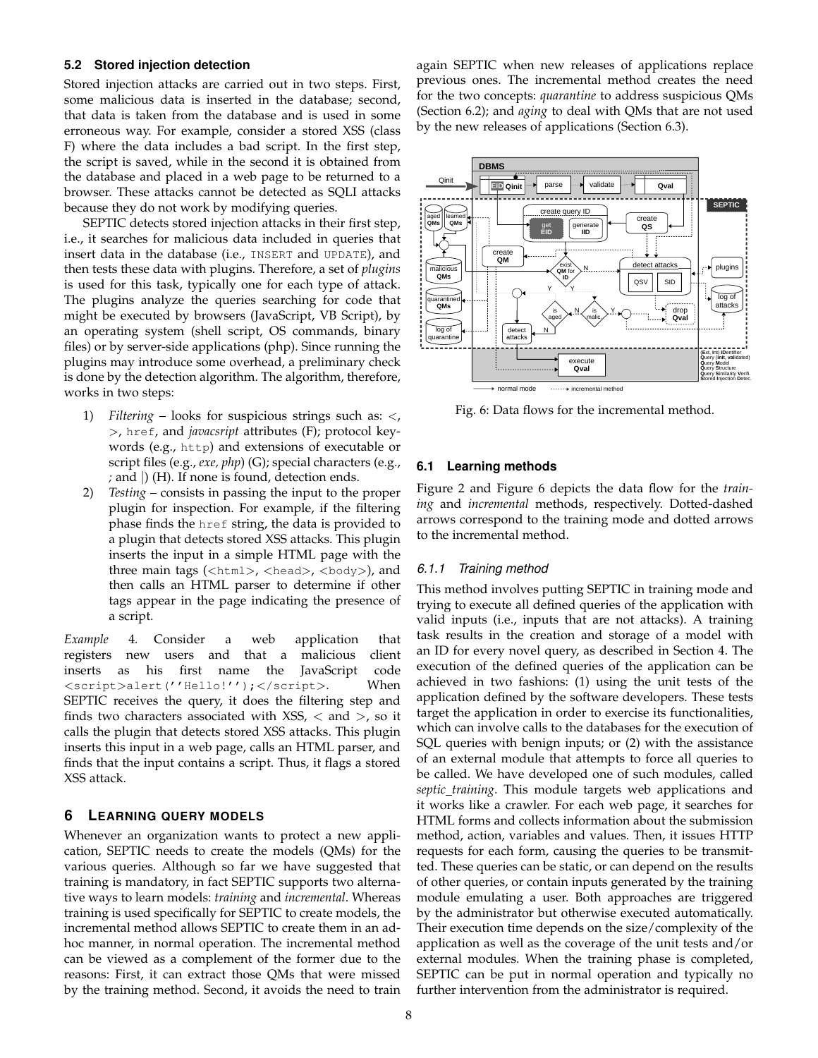### 5.2 Stored injection detection

Stored injection attacks are carried out in two steps. First, some malicious data is inserted in the database; second, that data is taken from the database and is used in some erroneous way. For example, consider a stored XSS (class F) where the data includes a bad script. In the first step, the script is saved, while in the second it is obtained from the database and placed in a web page to be returned to a browser. These attacks cannot be detected as SQLI attacks because they do not work by modifying queries.

SEPTIC detects stored injection attacks in their first step, i.e., it searches for malicious data included in queries that insert data in the database (i.e., `INSERT` and `UPDATE`), and then tests these data with plugins. Therefore, a set of *plugins* is used for this task, typically one for each type of attack. The plugins analyze the queries searching for code that might be executed by browsers (JavaScript, VB Script), by an operating system (shell script, OS commands, binary files) or by server-side applications (php). Since running the plugins may introduce some overhead, a preliminary check is done by the detection algorithm. The algorithm, therefore, works in two steps:

1) *Filtering* – looks for suspicious strings such as: <, >, `href`, and *javacsript* attributes (F); protocol keywords (e.g., `http`) and extensions of executable or script files (e.g., *exe*, *php*) (G); special characters (e.g., *;* and |) (H). If none is found, detection ends.
2) *Testing* – consists in passing the input to the proper plugin for inspection. For example, if the filtering phase finds the `href` string, the data is provided to a plugin that detects stored XSS attacks. This plugin inserts the input in a simple HTML page with the three main tags (`<html>`, `<head>`, `<body>`), and then calls an HTML parser to determine if other tags appear in the page indicating the presence of a script.

*Example* 4. Consider a web application that registers new users and that a malicious client inserts as his first name the JavaScript code `<script>alert(''Hello!'');</script>`. When SEPTIC receives the query, it does the filtering step and finds two characters associated with XSS, < and >, so it calls the plugin that detects stored XSS attacks. This plugin inserts this input in a web page, calls an HTML parser, and finds that the input contains a script. Thus, it flags a stored XSS attack.

## 6 Learning query models

Whenever an organization wants to protect a new application, SEPTIC needs to create the models (QMs) for the various queries. Although so far we have suggested that training is mandatory, in fact SEPTIC supports two alternative ways to learn models: *training* and *incremental*. Whereas training is used specifically for SEPTIC to create models, the incremental method allows SEPTIC to create them in an ad-hoc manner, in normal operation. The incremental method can be viewed as a complement of the former due to the reasons: First, it can extract those QMs that were missed by the training method. Second, it avoids the need to train again SEPTIC when new releases of applications replace previous ones. The incremental method creates the need for the two concepts: *quarantine* to address suspicious QMs (Section 6.2); and *aging* to deal with QMs that are not used by the new releases of applications (Section 6.3).

Fig. 6: Data flows for the incremental method.

### 6.1 Learning methods

Figure 2 and Figure 6 depicts the data flow for the *training* and *incremental* methods, respectively. Dotted-dashed arrows correspond to the training mode and dotted arrows to the incremental method.

#### 6.1.1 Training method

This method involves putting SEPTIC in training mode and trying to execute all defined queries of the application with valid inputs (i.e., inputs that are not attacks). A training task results in the creation and storage of a model with an ID for every novel query, as described in Section 4. The execution of the defined queries of the application can be achieved in two fashions: (1) using the unit tests of the application defined by the software developers. These tests target the application in order to exercise its functionalities, which can involve calls to the databases for the execution of SQL queries with benign inputs; or (2) with the assistance of an external module that attempts to force all queries to be called. We have developed one of such modules, called *septic_training*. This module targets web applications and it works like a crawler. For each web page, it searches for HTML forms and collects information about the submission method, action, variables and values. Then, it issues HTTP requests for each form, causing the queries to be transmitted. These queries can be static, or can depend on the results of other queries, or contain inputs generated by the training module emulating a user. Both approaches are triggered by the administrator but otherwise executed automatically. Their execution time depends on the size/complexity of the application as well as the coverage of the unit tests and/or external modules. When the training phase is completed, SEPTIC can be put in normal operation and typically no further intervention from the administrator is required.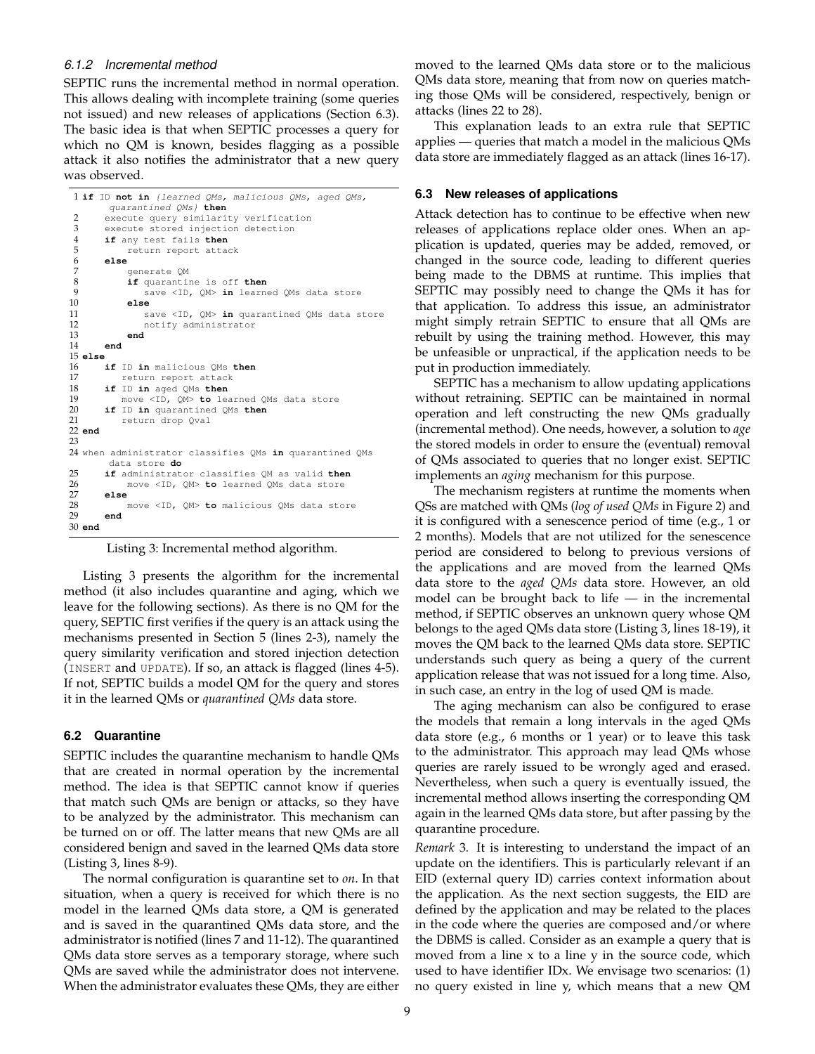#### 6.1.2 Incremental method

SEPTIC runs the incremental method in normal operation. This allows dealing with incomplete training (some queries not issued) and new releases of applications (Section 6.3). The basic idea is that when SEPTIC processes a query for which no QM is known, besides flagging as a possible attack it also notifies the administrator that a new query was observed.

```
1 if ID not in {learned QMs, malicious QMs, aged QMs,
      quarantined QMs} then
2     execute query similarity verification
3     execute stored injection detection
4     if any test fails then
5         return report attack
6     else
7         generate QM
8         if quarantine is off then
9             save <ID, QM> in learned QMs data store
10        else
11            save <ID, QM> in quarantined QMs data store
12            notify administrator
13        end
14    end
15 else
16    if ID in malicious QMs then
17        return report attack
18    if ID in aged QMs then
19        move <ID, QM> to learned QMs data store
20    if ID in quarantined QMs then
21        return drop Qval
22 end
23
24 when administrator classifies QMs in quarantined QMs
      data store do
25    if administrator classifies QM as valid then
26        move <ID, QM> to learned QMs data store
27    else
28        move <ID, QM> to malicious QMs data store
29    end
30 end
```

Listing 3: Incremental method algorithm.

Listing 3 presents the algorithm for the incremental method (it also includes quarantine and aging, which we leave for the following sections). As there is no QM for the query, SEPTIC first verifies if the query is an attack using the mechanisms presented in Section 5 (lines 2-3), namely the query similarity verification and stored injection detection (`INSERT` and `UPDATE`). If so, an attack is flagged (lines 4-5). If not, SEPTIC builds a model QM for the query and stores it in the learned QMs or *quarantined QMs* data store.

### 6.2 Quarantine

SEPTIC includes the quarantine mechanism to handle QMs that are created in normal operation by the incremental method. The idea is that SEPTIC cannot know if queries that match such QMs are benign or attacks, so they have to be analyzed by the administrator. This mechanism can be turned on or off. The latter means that new QMs are all considered benign and saved in the learned QMs data store (Listing 3, lines 8-9).

The normal configuration is quarantine set to *on*. In that situation, when a query is received for which there is no model in the learned QMs data store, a QM is generated and is saved in the quarantined QMs data store, and the administrator is notified (lines 7 and 11-12). The quarantined QMs data store serves as a temporary storage, where such QMs are saved while the administrator does not intervene. When the administrator evaluates these QMs, they are either moved to the learned QMs data store or to the malicious QMs data store, meaning that from now on queries matching those QMs will be considered, respectively, benign or attacks (lines 22 to 28).

This explanation leads to an extra rule that SEPTIC applies — queries that match a model in the malicious QMs data store are immediately flagged as an attack (lines 16-17).

### 6.3 New releases of applications

Attack detection has to continue to be effective when new releases of applications replace older ones. When an application is updated, queries may be added, removed, or changed in the source code, leading to different queries being made to the DBMS at runtime. This implies that SEPTIC may possibly need to change the QMs it has for that application. To address this issue, an administrator might simply retrain SEPTIC to ensure that all QMs are rebuilt by using the training method. However, this may be unfeasible or unpractical, if the application needs to be put in production immediately.

SEPTIC has a mechanism to allow updating applications without retraining. SEPTIC can be maintained in normal operation and left constructing the new QMs gradually (incremental method). One needs, however, a solution to *age* the stored models in order to ensure the (eventual) removal of QMs associated to queries that no longer exist. SEPTIC implements an *aging* mechanism for this purpose.

The mechanism registers at runtime the moments when QSs are matched with QMs (*log of used QMs* in Figure 2) and it is configured with a senescence period of time (e.g., 1 or 2 months). Models that are not utilized for the senescence period are considered to belong to previous versions of the applications and are moved from the learned QMs data store to the *aged QMs* data store. However, an old model can be brought back to life — in the incremental method, if SEPTIC observes an unknown query whose QM belongs to the aged QMs data store (Listing 3, lines 18-19), it moves the QM back to the learned QMs data store. SEPTIC understands such query as being a query of the current application release that was not issued for a long time. Also, in such case, an entry in the log of used QM is made.

The aging mechanism can also be configured to erase the models that remain a long intervals in the aged QMs data store (e.g., 6 months or 1 year) or to leave this task to the administrator. This approach may lead QMs whose queries are rarely issued to be wrongly aged and erased. Nevertheless, when such a query is eventually issued, the incremental method allows inserting the corresponding QM again in the learned QMs data store, but after passing by the quarantine procedure.

*Remark* 3. It is interesting to understand the impact of an update on the identifiers. This is particularly relevant if an EID (external query ID) carries context information about the application. As the next section suggests, the EID are defined by the application and may be related to the places in the code where the queries are composed and/or where the DBMS is called. Consider as an example a query that is moved from a line x to a line y in the source code, which used to have identifier IDx. We envisage two scenarios: (1) no query existed in line y, which means that a new QM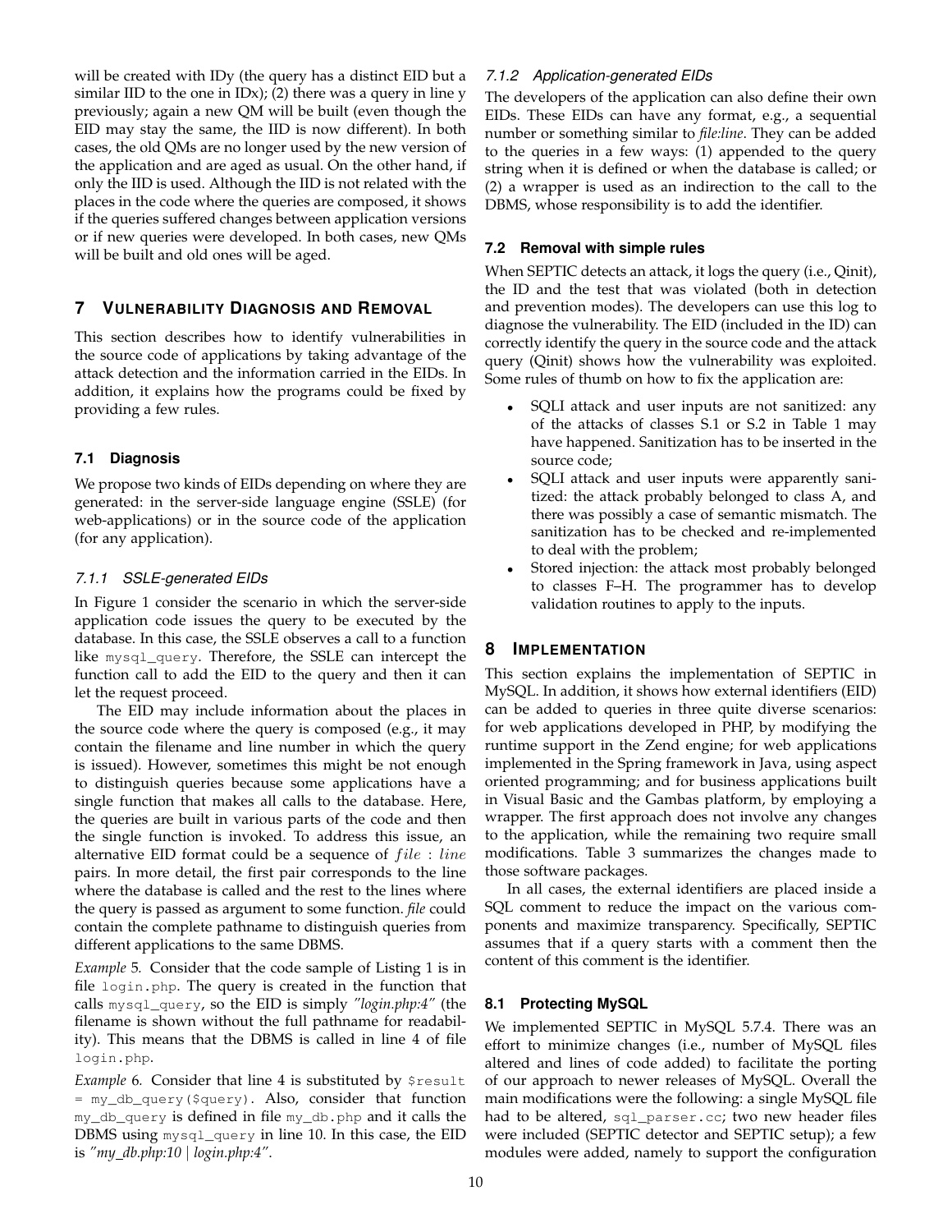will be created with IDy (the query has a distinct EID but a similar IID to the one in IDx); (2) there was a query in line y previously; again a new QM will be built (even though the EID may stay the same, the IID is now different). In both cases, the old QMs are no longer used by the new version of the application and are aged as usual. On the other hand, if only the IID is used. Although the IID is not related with the places in the code where the queries are composed, it shows if the queries suffered changes between application versions or if new queries were developed. In both cases, new QMs will be built and old ones will be aged.

## 7 Vulnerability Diagnosis and Removal

This section describes how to identify vulnerabilities in the source code of applications by taking advantage of the attack detection and the information carried in the EIDs. In addition, it explains how the programs could be fixed by providing a few rules.

### 7.1 Diagnosis

We propose two kinds of EIDs depending on where they are generated: in the server-side language engine (SSLE) (for web-applications) or in the source code of the application (for any application).

#### 7.1.1 SSLE-generated EIDs

In Figure 1 consider the scenario in which the server-side application code issues the query to be executed by the database. In this case, the SSLE observes a call to a function like `mysql_query`. Therefore, the SSLE can intercept the function call to add the EID to the query and then it can let the request proceed.

The EID may include information about the places in the source code where the query is composed (e.g., it may contain the filename and line number in which the query is issued). However, sometimes this might be not enough to distinguish queries because some applications have a single function that makes all calls to the database. Here, the queries are built in various parts of the code and then the single function is invoked. To address this issue, an alternative EID format could be a sequence of $file : line$ pairs. In more detail, the first pair corresponds to the line where the database is called and the rest to the lines where the query is passed as argument to some function. *file* could contain the complete pathname to distinguish queries from different applications to the same DBMS.

*Example* 5. Consider that the code sample of Listing 1 is in file `login.php`. The query is created in the function that calls `mysql_query`, so the EID is simply *"login.php:4"* (the filename is shown without the full pathname for readability). This means that the DBMS is called in line 4 of file `login.php`.

*Example* 6. Consider that line 4 is substituted by `$result = my_db_query($query)`. Also, consider that function `my_db_query` is defined in file `my_db.php` and it calls the DBMS using `mysql_query` in line 10. In this case, the EID is *"my_db.php:10 | login.php:4"*.

#### 7.1.2 Application-generated EIDs

The developers of the application can also define their own EIDs. These EIDs can have any format, e.g., a sequential number or something similar to *file:line*. They can be added to the queries in a few ways: (1) appended to the query string when it is defined or when the database is called; or (2) a wrapper is used as an indirection to the call to the DBMS, whose responsibility is to add the identifier.

### 7.2 Removal with simple rules

When SEPTIC detects an attack, it logs the query (i.e., Qinit), the ID and the test that was violated (both in detection and prevention modes). The developers can use this log to diagnose the vulnerability. The EID (included in the ID) can correctly identify the query in the source code and the attack query (Qinit) shows how the vulnerability was exploited. Some rules of thumb on how to fix the application are:

- SQLI attack and user inputs are not sanitized: any of the attacks of classes S.1 or S.2 in Table 1 may have happened. Sanitization has to be inserted in the source code;
- SQLI attack and user inputs were apparently sanitized: the attack probably belonged to class A, and there was possibly a case of semantic mismatch. The sanitization has to be checked and re-implemented to deal with the problem;
- Stored injection: the attack most probably belonged to classes F–H. The programmer has to develop validation routines to apply to the inputs.

## 8 Implementation

This section explains the implementation of SEPTIC in MySQL. In addition, it shows how external identifiers (EID) can be added to queries in three quite diverse scenarios: for web applications developed in PHP, by modifying the runtime support in the Zend engine; for web applications implemented in the Spring framework in Java, using aspect oriented programming; and for business applications built in Visual Basic and the Gambas platform, by employing a wrapper. The first approach does not involve any changes to the application, while the remaining two require small modifications. Table 3 summarizes the changes made to those software packages.

In all cases, the external identifiers are placed inside a SQL comment to reduce the impact on the various components and maximize transparency. Specifically, SEPTIC assumes that if a query starts with a comment then the content of this comment is the identifier.

### 8.1 Protecting MySQL

We implemented SEPTIC in MySQL 5.7.4. There was an effort to minimize changes (i.e., number of MySQL files altered and lines of code added) to facilitate the porting of our approach to newer releases of MySQL. Overall the main modifications were the following: a single MySQL file had to be altered, `sql_parser.cc`; two new header files were included (SEPTIC detector and SEPTIC setup); a few modules were added, namely to support the configuration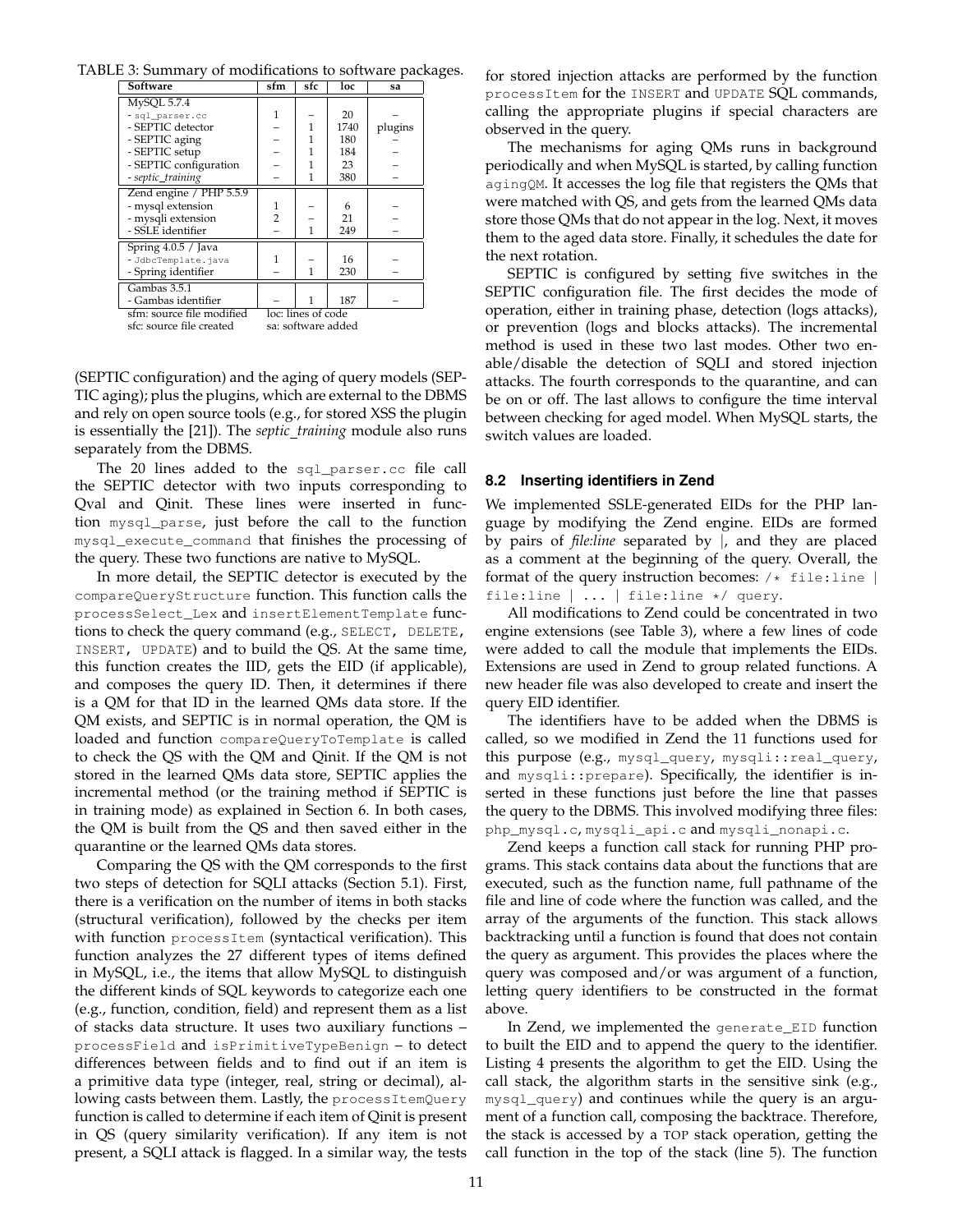TABLE 3: Summary of modifications to software packages.

| Software | sfm | sfc | loc | sa |
|---|---|---|---|---|
| MySQL 5.7.4 | | | | |
| - `sql_parser.cc` | 1 | – | 20 | – |
| - SEPTIC detector | – | 1 | 1740 | plugins |
| - SEPTIC aging | – | 1 | 180 | – |
| - SEPTIC setup | – | 1 | 184 | – |
| - SEPTIC configuration | – | 1 | 23 | – |
| - *septic_training* | – | 1 | 380 | – |
| Zend engine / PHP 5.5.9 | | | | |
| - mysql extension | 1 | – | 6 | – |
| - mysqli extension | 2 | – | 21 | – |
| - SSLE identifier | – | 1 | 249 | – |
| Spring 4.0.5 / Java | | | | |
| - `JdbcTemplate.java` | 1 | – | 16 | – |
| - Spring identifier | – | 1 | 230 | – |
| Gambas 3.5.1 | | | | |
| - Gambas identifier | – | 1 | 187 | – |

sfm: source file modified    loc: lines of code
sfc: source file created    sa: software added

(SEPTIC configuration) and the aging of query models (SEPTIC aging); plus the plugins, which are external to the DBMS and rely on open source tools (e.g., for stored XSS the plugin is essentially the [21]). The *septic_training* module also runs separately from the DBMS.

The 20 lines added to the `sql_parser.cc` file call the SEPTIC detector with two inputs corresponding to Qval and Qinit. These lines were inserted in function `mysql_parse`, just before the call to the function `mysql_execute_command` that finishes the processing of the query. These two functions are native to MySQL.

In more detail, the SEPTIC detector is executed by the `compareQueryStructure` function. This function calls the `processSelect_Lex` and `insertElementTemplate` functions to check the query command (e.g., `SELECT`, `DELETE`, `INSERT`, `UPDATE`) and to build the QS. At the same time, this function creates the IID, gets the EID (if applicable), and composes the query ID. Then, it determines if there is a QM for that ID in the learned QMs data store. If the QM exists, and SEPTIC is in normal operation, the QM is loaded and function `compareQueryToTemplate` is called to check the QS with the QM and Qinit. If the QM is not stored in the learned QMs data store, SEPTIC applies the incremental method (or the training method if SEPTIC is in training mode) as explained in Section 6. In both cases, the QM is built from the QS and then saved either in the quarantine or the learned QMs data stores.

Comparing the QS with the QM corresponds to the first two steps of detection for SQLI attacks (Section 5.1). First, there is a verification on the number of items in both stacks (structural verification), followed by the checks per item with function `processItem` (syntactical verification). This function analyzes the 27 different types of items defined in MySQL, i.e., the items that allow MySQL to distinguish the different kinds of SQL keywords to categorize each one (e.g., function, condition, field) and represent them as a list of stacks data structure. It uses two auxiliary functions – `processField` and `isPrimitiveTypeBenign` – to detect differences between fields and to find out if an item is a primitive data type (integer, real, string or decimal), allowing casts between them. Lastly, the `processItemQuery` function is called to determine if each item of Qinit is present in QS (query similarity verification). If any item is not present, a SQLI attack is flagged. In a similar way, the tests for stored injection attacks are performed by the function `processItem` for the `INSERT` and `UPDATE` SQL commands, calling the appropriate plugins if special characters are observed in the query.

The mechanisms for aging QMs runs in background periodically and when MySQL is started, by calling function `agingQM`. It accesses the log file that registers the QMs that were matched with QS, and gets from the learned QMs data store those QMs that do not appear in the log. Next, it moves them to the aged data store. Finally, it schedules the date for the next rotation.

SEPTIC is configured by setting five switches in the SEPTIC configuration file. The first decides the mode of operation, either in training phase, detection (logs attacks), or prevention (logs and blocks attacks). The incremental method is used in these two last modes. Other two enable/disable the detection of SQLI and stored injection attacks. The fourth corresponds to the quarantine, and can be on or off. The last allows to configure the time interval between checking for aged model. When MySQL starts, the switch values are loaded.

### 8.2 Inserting identifiers in Zend

We implemented SSLE-generated EIDs for the PHP language by modifying the Zend engine. EIDs are formed by pairs of *file:line* separated by |, and they are placed as a comment at the beginning of the query. Overall, the format of the query instruction becomes: `/* file:line | file:line | ... | file:line */ query`.

All modifications to Zend could be concentrated in two engine extensions (see Table 3), where a few lines of code were added to call the module that implements the EIDs. Extensions are used in Zend to group related functions. A new header file was also developed to create and insert the query EID identifier.

The identifiers have to be added when the DBMS is called, so we modified in Zend the 11 functions used for this purpose (e.g., `mysql_query`, `mysqli::real_query`, and `mysqli::prepare`). Specifically, the identifier is inserted in these functions just before the line that passes the query to the DBMS. This involved modifying three files: `php_mysql.c`, `mysqli_api.c` and `mysqli_nonapi.c`.

Zend keeps a function call stack for running PHP programs. This stack contains data about the functions that are executed, such as the function name, full pathname of the file and line of code where the function was called, and the array of the arguments of the function. This stack allows backtracking until a function is found that does not contain the query as argument. This provides the places where the query was composed and/or was argument of a function, letting query identifiers to be constructed in the format above.

In Zend, we implemented the `generate_EID` function to built the EID and to append the query to the identifier. Listing 4 presents the algorithm to get the EID. Using the call stack, the algorithm starts in the sensitive sink (e.g., `mysql_query`) and continues while the query is an argument of a function call, composing the backtrace. Therefore, the stack is accessed by a `TOP` stack operation, getting the call function in the top of the stack (line 5). The function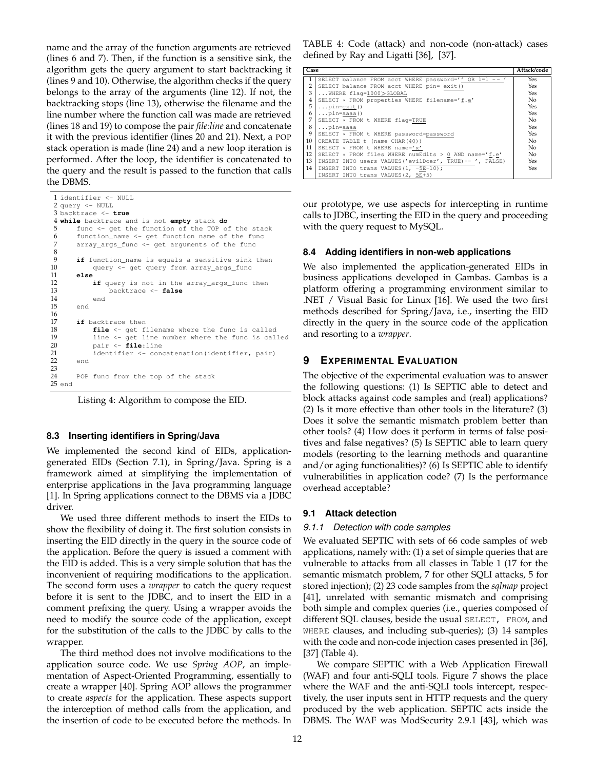name and the array of the function arguments are retrieved (lines 6 and 7). Then, if the function is a sensitive sink, the algorithm gets the query argument to start backtracking it (lines 9 and 10). Otherwise, the algorithm checks if the query belongs to the array of the arguments (line 12). If not, the backtracking stops (line 13), otherwise the filename and the line number where the function call was made are retrieved (lines 18 and 19) to compose the pair *file:line* and concatenate it with the previous identifier (lines 20 and 21). Next, a POP stack operation is made (line 24) and a new loop iteration is performed. After the loop, the identifier is concatenated to the query and the result is passed to the function that calls the DBMS.

```
1 identifier <- NULL
2 query <- NULL
3 backtrace <- true
4 while backtrace and is not empty stack do
5     func <- get the function of the TOP of the stack
6     function_name <- get function name of the func
7     array_args_func <- get arguments of the func
8
9     if function_name is equals a sensitive sink then
10        query <- get query from array_args_func
11    else
12        if query is not in the array_args_func then
13            backtrace <- false
14        end
15    end
16
17    if backtrace then
18        file <- get filename where the func is called
19        line <- get line number where the func is called
20        pair <- file:line
21        identifier <- concatenation(identifier, pair)
22    end
23
24    POP func from the top of the stack
25 end
```

Listing 4: Algorithm to compose the EID.

### 8.3 Inserting identifiers in Spring/Java

We implemented the second kind of EIDs, application-generated EIDs (Section 7.1), in Spring/Java. Spring is a framework aimed at simplifying the implementation of enterprise applications in the Java programming language [1]. In Spring applications connect to the DBMS via a JDBC driver.

We used three different methods to insert the EIDs to show the flexibility of doing it. The first solution consists in inserting the EID directly in the query in the source code of the application. Before the query is issued a comment with the EID is added. This is a very simple solution that has the inconvenient of requiring modifications to the application. The second form uses a *wrapper* to catch the query request before it is sent to the JDBC, and to insert the EID in a comment prefixing the query. Using a wrapper avoids the need to modify the source code of the application, except for the substitution of the calls to the JDBC by calls to the wrapper.

The third method does not involve modifications to the application source code. We use *Spring AOP*, an implementation of Aspect-Oriented Programming, essentially to create a wrapper [40]. Spring AOP allows the programmer to create *aspects* for the application. These aspects support the interception of method calls from the application, and the insertion of code to be executed before the methods. In our prototype, we use aspects for intercepting in runtime calls to JDBC, inserting the EID in the query and proceeding with the query request to MySQL.

TABLE 4: Code (attack) and non-code (non-attack) cases defined by Ray and Ligatti [36], [37].

| | Case | Attack/code |
|---|---|---|
| 1 | `SELECT balance FROM acct WHERE password='' OR 1=1 -- '` | Yes |
| 2 | `SELECT balance FROM acct WHERE pin= exit()` | Yes |
| 3 | `...WHERE flag=1000>GLOBAL` | Yes |
| 4 | `SELECT * FROM properties WHERE filename='f.e'` | No |
| 5 | `...pin=exit()` | Yes |
| 6 | `...pin=aaaa()` | Yes |
| 7 | `SELECT * FROM t WHERE flag=TRUE` | No |
| 8 | `...pin=aaaa` | Yes |
| 9 | `SELECT * FROM t WHERE password=password` | Yes |
| 10 | `CREATE TABLE t (name CHAR(40))` | No |
| 11 | `SELECT * FROM t WHERE name='x'` | No |
| 12 | `SELECT * FROM files WHERE numEdits > 0 AND name='f.e'` | No |
| 13 | `INSERT INTO users VALUES('evilDoer', TRUE)-- ', FALSE)` | Yes |
| 14 | `INSERT INTO trans VALUES(1, -5E-10); INSERT INTO trans VALUES(2, 5E+5)` | Yes |

### 8.4 Adding identifiers in non-web applications

We also implemented the application-generated EIDs in business applications developed in Gambas. Gambas is a platform offering a programming environment similar to .NET / Visual Basic for Linux [16]. We used the two first methods described for Spring/Java, i.e., inserting the EID directly in the query in the source code of the application and resorting to a *wrapper*.

## 9 Experimental Evaluation

The objective of the experimental evaluation was to answer the following questions: (1) Is SEPTIC able to detect and block attacks against code samples and (real) applications? (2) Is it more effective than other tools in the literature? (3) Does it solve the semantic mismatch problem better than other tools? (4) How does it perform in terms of false positives and false negatives? (5) Is SEPTIC able to learn query models (resorting to the learning methods and quarantine and/or aging functionalities)? (6) Is SEPTIC able to identify vulnerabilities in application code? (7) Is the performance overhead acceptable?

### 9.1 Attack detection

#### 9.1.1 Detection with code samples

We evaluated SEPTIC with sets of 66 code samples of web applications, namely with: (1) a set of simple queries that are vulnerable to attacks from all classes in Table 1 (17 for the semantic mismatch problem, 7 for other SQLI attacks, 5 for stored injection); (2) 23 code samples from the *sqlmap* project [41], unrelated with semantic mismatch and comprising both simple and complex queries (i.e., queries composed of different SQL clauses, beside the usual `SELECT`, `FROM`, and `WHERE` clauses, and including sub-queries); (3) 14 samples with the code and non-code injection cases presented in [36], [37] (Table 4).

We compare SEPTIC with a Web Application Firewall (WAF) and four anti-SQLI tools. Figure 7 shows the place where the WAF and the anti-SQLI tools intercept, respectively, the user inputs sent in HTTP requests and the query produced by the web application. SEPTIC acts inside the DBMS. The WAF was ModSecurity 2.9.1 [43], which was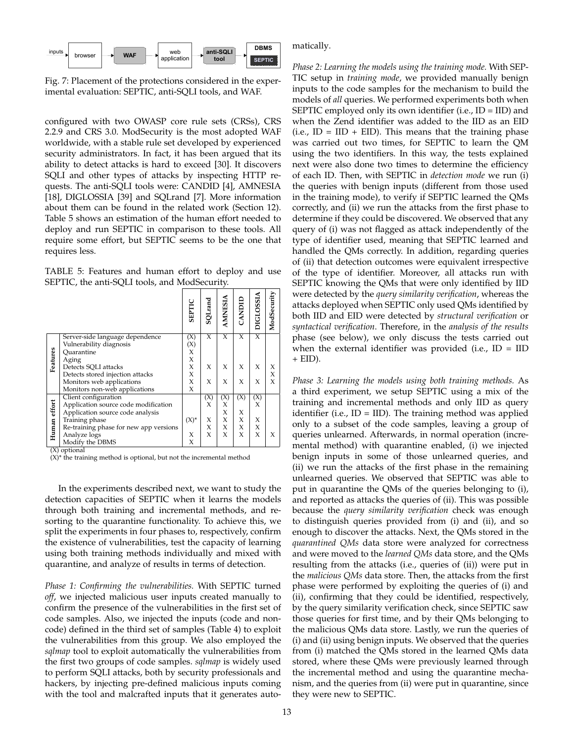inputs → browser → **WAF** → web application → **anti-SQLI tool** → **DBMS** / **SEPTIC**

Fig. 7: Placement of the protections considered in the experimental evaluation: SEPTIC, anti-SQLI tools, and WAF.

configured with two OWASP core rule sets (CRSs), CRS 2.2.9 and CRS 3.0. ModSecurity is the most adopted WAF worldwide, with a stable rule set developed by experienced security administrators. In fact, it has been argued that its ability to detect attacks is hard to exceed [30]. It discovers SQLI and other types of attacks by inspecting HTTP requests. The anti-SQLI tools were: CANDID [4], AMNESIA [18], DIGLOSSIA [39] and SQLrand [7]. More information about them can be found in the related work (Section 12). Table 5 shows an estimation of the human effort needed to deploy and run SEPTIC in comparison to these tools. All require some effort, but SEPTIC seems to be the one that requires less.

TABLE 5: Features and human effort to deploy and use SEPTIC, the anti-SQLI tools, and ModSecurity.

| | | SEPTIC | SQLrand | AMNESIA | CANDID | DIGLOSSIA | ModSecurity |
|---|---|---|---|---|---|---|---|
| Features | Server-side language dependence | (X) | X | X | X | X | |
| | Vulnerability diagnosis | (X) | | | | | |
| | Quarantine | X | | | | | |
| | Aging | X | | | | | |
| | Detects SQLI attacks | X | X | X | X | X | X |
| | Detects stored injection attacks | X | | | | | X |
| | Monitors web applications | X | X | X | X | X | X |
| | Monitors non-web applications | X | | | | | |
| Human effort | Client configuration | | (X) | (X) | (X) | (X) | |
| | Application source code modification | | X | X | | X | |
| | Application source code analysis | | | X | X | | |
| | Training phase | (X)* | X | X | X | X | |
| | Re-training phase for new app versions | | X | X | X | X | |
| | Analyze logs | X | X | X | X | X | X |
| | Modify the DBMS | X | | | | | |

(X) optional
(X)* the training method is optional, but not the incremental method

In the experiments described next, we want to study the detection capacities of SEPTIC when it learns the models through both training and incremental methods, and resorting to the quarantine functionality. To achieve this, we split the experiments in four phases to, respectively, confirm the existence of vulnerabilities, test the capacity of learning using both training methods individually and mixed with quarantine, and analyze of results in terms of detection.

*Phase 1: Confirming the vulnerabilities.* With SEPTIC turned *off*, we injected malicious user inputs created manually to confirm the presence of the vulnerabilities in the first set of code samples. Also, we injected the inputs (code and non-code) defined in the third set of samples (Table 4) to exploit the vulnerabilities from this group. We also employed the *sqlmap* tool to exploit automatically the vulnerabilities from the first two groups of code samples. *sqlmap* is widely used to perform SQLI attacks, both by security professionals and hackers, by injecting pre-defined malicious inputs coming with the tool and malcrafted inputs that it generates automatically.

*Phase 2: Learning the models using the training mode.* With SEPTIC setup in *training mode*, we provided manually benign inputs to the code samples for the mechanism to build the models of *all* queries. We performed experiments both when SEPTIC employed only its own identifier (i.e., ID = IID) and when the Zend identifier was added to the IID as an EID (i.e., ID = IID + EID). This means that the training phase was carried out two times, for SEPTIC to learn the QM using the two identifiers. In this way, the tests explained next were also done two times to determine the efficiency of each ID. Then, with SEPTIC in *detection mode* we run (i) the queries with benign inputs (different from those used in the training mode), to verify if SEPTIC learned the QMs correctly, and (ii) we run the attacks from the first phase to determine if they could be discovered. We observed that any query of (i) was not flagged as attack independently of the type of identifier used, meaning that SEPTIC learned and handled the QMs correctly. In addition, regarding queries of (ii) that detection outcomes were equivalent irrespective of the type of identifier. Moreover, all attacks run with SEPTIC knowing the QMs that were only identified by IID were detected by the *query similarity verification*, whereas the attacks deployed when SEPTIC only used QMs identified by both IID and EID were detected by *structural verification* or *syntactical verification*. Therefore, in the *analysis of the results* phase (see below), we only discuss the tests carried out when the external identifier was provided (i.e., ID = IID + EID).

*Phase 3: Learning the models using both training methods.* As a third experiment, we setup SEPTIC using a mix of the training and incremental methods and only IID as query identifier (i.e., ID = IID). The training method was applied only to a subset of the code samples, leaving a group of queries unlearned. Afterwards, in normal operation (incremental method) with quarantine enabled, (i) we injected benign inputs in some of those unlearned queries, and (ii) we run the attacks of the first phase in the remaining unlearned queries. We observed that SEPTIC was able to put in quarantine the QMs of the queries belonging to (i), and reported as attacks the queries of (ii). This was possible because the *query similarity verification* check was enough to distinguish queries provided from (i) and (ii), and so enough to discover the attacks. Next, the QMs stored in the *quarantined QMs* data store were analyzed for correctness and were moved to the *learned QMs* data store, and the QMs resulting from the attacks (i.e., queries of (ii)) were put in the *malicious QMs* data store. Then, the attacks from the first phase were performed by exploiting the queries of (i) and (ii), confirming that they could be identified, respectively, by the query similarity verification check, since SEPTIC saw those queries for first time, and by their QMs belonging to the malicious QMs data store. Lastly, we run the queries of (i) and (ii) using benign inputs. We observed that the queries from (i) matched the QMs stored in the learned QMs data stored, where these QMs were previously learned through the incremental method and using the quarantine mechanism, and the queries from (ii) were put in quarantine, since they were new to SEPTIC.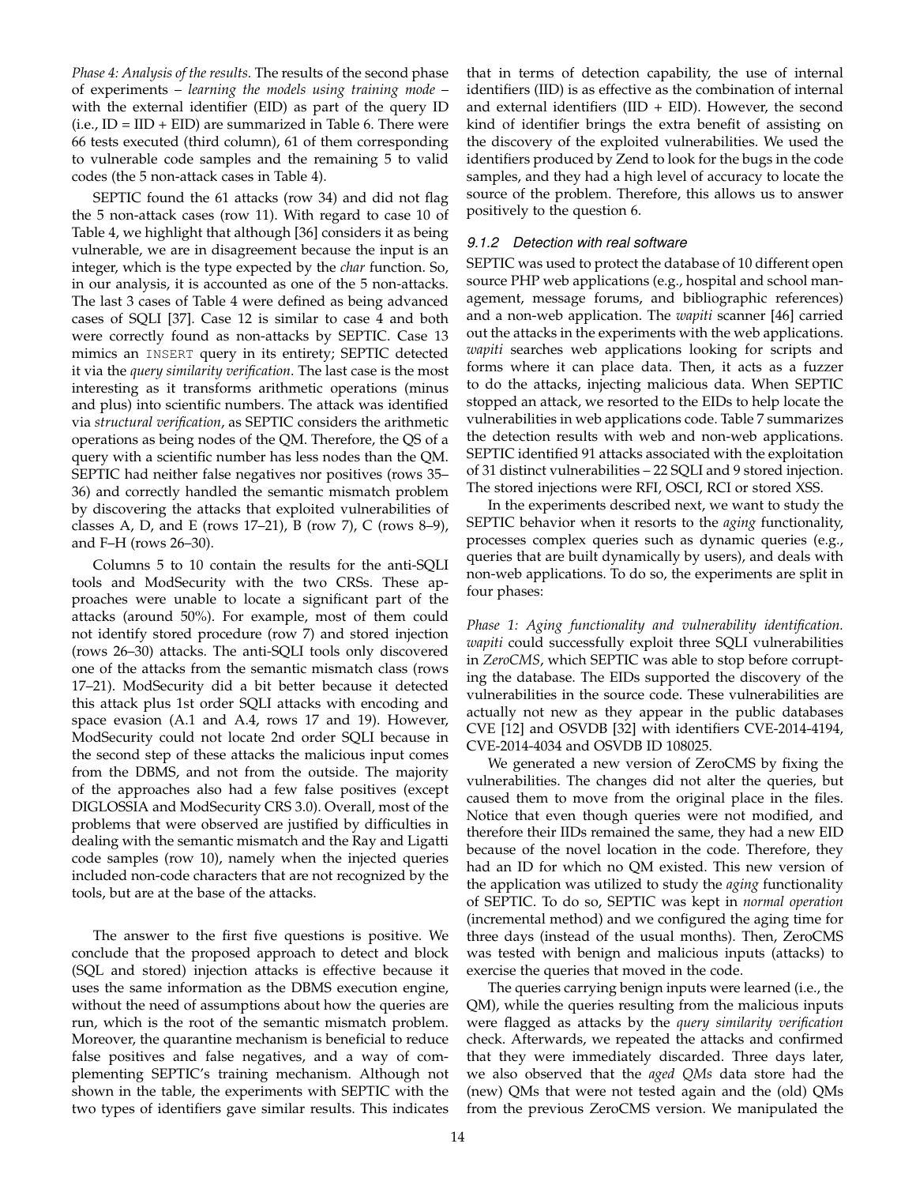*Phase 4: Analysis of the results.* The results of the second phase of experiments – *learning the models using training mode* – with the external identifier (EID) as part of the query ID (i.e., ID = IID + EID) are summarized in Table 6. There were 66 tests executed (third column), 61 of them corresponding to vulnerable code samples and the remaining 5 to valid codes (the 5 non-attack cases in Table 4).

SEPTIC found the 61 attacks (row 34) and did not flag the 5 non-attack cases (row 11). With regard to case 10 of Table 4, we highlight that although [36] considers it as being vulnerable, we are in disagreement because the input is an integer, which is the type expected by the *char* function. So, in our analysis, it is accounted as one of the 5 non-attacks. The last 3 cases of Table 4 were defined as being advanced cases of SQLI [37]. Case 12 is similar to case 4 and both were correctly found as non-attacks by SEPTIC. Case 13 mimics an `INSERT` query in its entirety; SEPTIC detected it via the *query similarity verification*. The last case is the most interesting as it transforms arithmetic operations (minus and plus) into scientific numbers. The attack was identified via *structural verification*, as SEPTIC considers the arithmetic operations as being nodes of the QM. Therefore, the QS of a query with a scientific number has less nodes than the QM. SEPTIC had neither false negatives nor positives (rows 35–36) and correctly handled the semantic mismatch problem by discovering the attacks that exploited vulnerabilities of classes A, D, and E (rows 17–21), B (row 7), C (rows 8–9), and F–H (rows 26–30).

Columns 5 to 10 contain the results for the anti-SQLI tools and ModSecurity with the two CRSs. These approaches were unable to locate a significant part of the attacks (around 50%). For example, most of them could not identify stored procedure (row 7) and stored injection (rows 26–30) attacks. The anti-SQLI tools only discovered one of the attacks from the semantic mismatch class (rows 17–21). ModSecurity did a bit better because it detected this attack plus 1st order SQLI attacks with encoding and space evasion (A.1 and A.4, rows 17 and 19). However, ModSecurity could not locate 2nd order SQLI because in the second step of these attacks the malicious input comes from the DBMS, and not from the outside. The majority of the approaches also had a few false positives (except DIGLOSSIA and ModSecurity CRS 3.0). Overall, most of the problems that were observed are justified by difficulties in dealing with the semantic mismatch and the Ray and Ligatti code samples (row 10), namely when the injected queries included non-code characters that are not recognized by the tools, but are at the base of the attacks.

The answer to the first five questions is positive. We conclude that the proposed approach to detect and block (SQL and stored) injection attacks is effective because it uses the same information as the DBMS execution engine, without the need of assumptions about how the queries are run, which is the root of the semantic mismatch problem. Moreover, the quarantine mechanism is beneficial to reduce false positives and false negatives, and a way of complementing SEPTIC's training mechanism. Although not shown in the table, the experiments with SEPTIC with the two types of identifiers gave similar results. This indicates that in terms of detection capability, the use of internal identifiers (IID) is as effective as the combination of internal and external identifiers (IID + EID). However, the second kind of identifier brings the extra benefit of assisting on the discovery of the exploited vulnerabilities. We used the identifiers produced by Zend to look for the bugs in the code samples, and they had a high level of accuracy to locate the source of the problem. Therefore, this allows us to answer positively to the question 6.

#### 9.1.2 Detection with real software

SEPTIC was used to protect the database of 10 different open source PHP web applications (e.g., hospital and school management, message forums, and bibliographic references) and a non-web application. The *wapiti* scanner [46] carried out the attacks in the experiments with the web applications. *wapiti* searches web applications looking for scripts and forms where it can place data. Then, it acts as a fuzzer to do the attacks, injecting malicious data. When SEPTIC stopped an attack, we resorted to the EIDs to help locate the vulnerabilities in web applications code. Table 7 summarizes the detection results with web and non-web applications. SEPTIC identified 91 attacks associated with the exploitation of 31 distinct vulnerabilities – 22 SQLI and 9 stored injection. The stored injections were RFI, OSCI, RCI or stored XSS.

In the experiments described next, we want to study the SEPTIC behavior when it resorts to the *aging* functionality, processes complex queries such as dynamic queries (e.g., queries that are built dynamically by users), and deals with non-web applications. To do so, the experiments are split in four phases:

*Phase 1: Aging functionality and vulnerability identification.* *wapiti* could successfully exploit three SQLI vulnerabilities in *ZeroCMS*, which SEPTIC was able to stop before corrupting the database. The EIDs supported the discovery of the vulnerabilities in the source code. These vulnerabilities are actually not new as they appear in the public databases CVE [12] and OSVDB [32] with identifiers CVE-2014-4194, CVE-2014-4034 and OSVDB ID 108025.

We generated a new version of ZeroCMS by fixing the vulnerabilities. The changes did not alter the queries, but caused them to move from the original place in the files. Notice that even though queries were not modified, and therefore their IIDs remained the same, they had a new EID because of the novel location in the code. Therefore, they had an ID for which no QM existed. This new version of the application was utilized to study the *aging* functionality of SEPTIC. To do so, SEPTIC was kept in *normal operation* (incremental method) and we configured the aging time for three days (instead of the usual months). Then, ZeroCMS was tested with benign and malicious inputs (attacks) to exercise the queries that moved in the code.

The queries carrying benign inputs were learned (i.e., the QM), while the queries resulting from the malicious inputs were flagged as attacks by the *query similarity verification* check. Afterwards, we repeated the attacks and confirmed that they were immediately discarded. Three days later, we also observed that the *aged QMs* data store had the (new) QMs that were not tested again and the (old) QMs from the previous ZeroCMS version. We manipulated the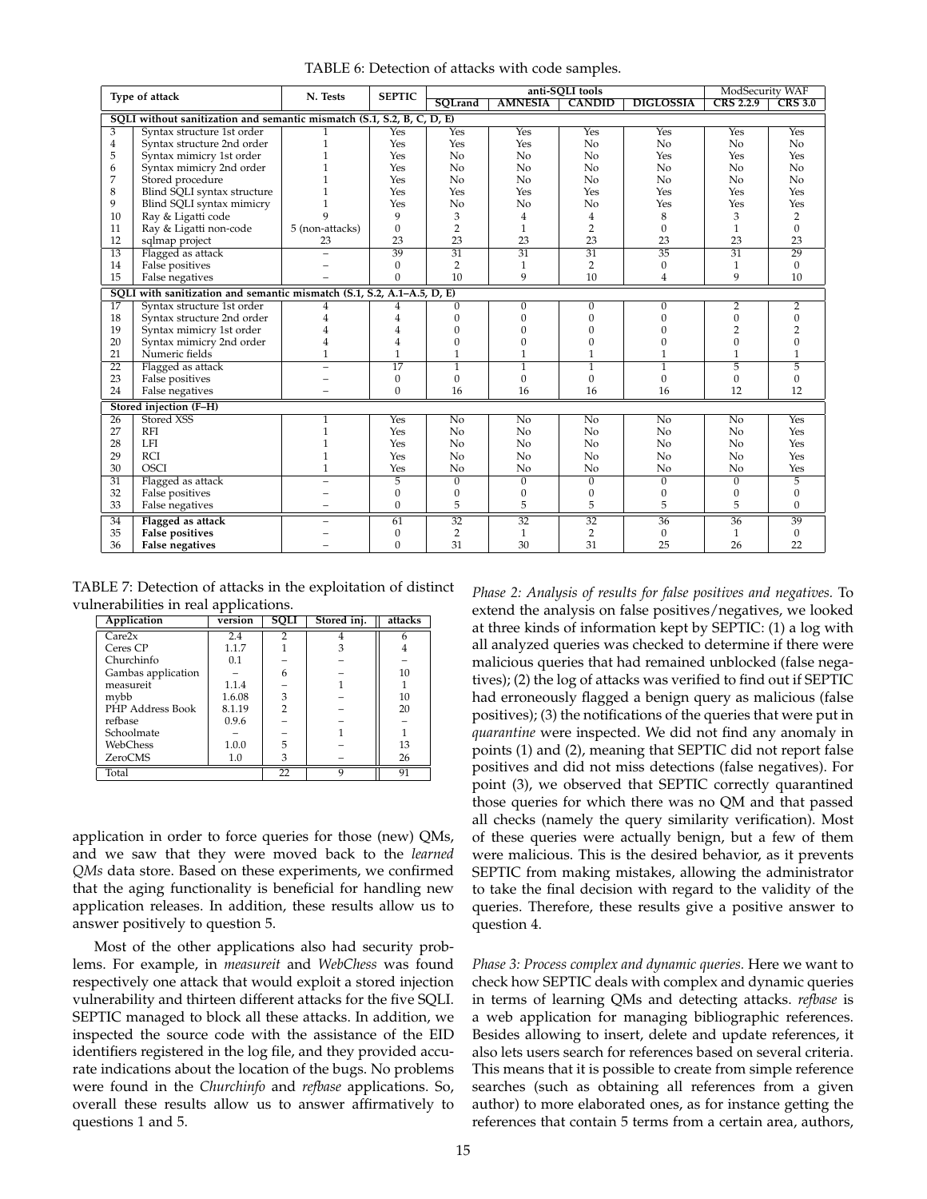TABLE 6: Detection of attacks with code samples.

| | Type of attack | N. Tests | SEPTIC | anti-SQLI tools | | | | ModSecurity WAF | |
|---|---|---|---|---|---|---|---|---|---|
| | | | | SQLrand | AMNESIA | CANDID | DIGLOSSIA | CRS 2.2.9 | CRS 3.0 |
| | **SQLI without sanitization and semantic mismatch (S.1, S.2, B, C, D, E)** | | | | | | | | |
| 3 | Syntax structure 1st order | 1 | Yes | Yes | Yes | Yes | Yes | Yes | Yes |
| 4 | Syntax structure 2nd order | 1 | Yes | Yes | Yes | No | No | No | No |
| 5 | Syntax mimicry 1st order | 1 | Yes | No | No | No | Yes | Yes | Yes |
| 6 | Syntax mimicry 2nd order | 1 | Yes | No | No | No | No | No | No |
| 7 | Stored procedure | 1 | Yes | No | No | No | No | No | No |
| 8 | Blind SQLI syntax structure | 1 | Yes | Yes | Yes | Yes | Yes | Yes | Yes |
| 9 | Blind SQLI syntax mimicry | 1 | Yes | No | No | No | Yes | Yes | Yes |
| 10 | Ray & Ligatti code | 9 | 9 | 3 | 4 | 4 | 8 | 3 | 2 |
| 11 | Ray & Ligatti non-code | 5 (non-attacks) | 0 | 2 | 1 | 2 | 0 | 1 | 0 |
| 12 | sqlmap project | 23 | 23 | 23 | 23 | 23 | 23 | 23 | 23 |
| 13 | Flagged as attack | – | 39 | 31 | 31 | 31 | 35 | 31 | 29 |
| 14 | False positives | – | 0 | 2 | 1 | 2 | 0 | 1 | 0 |
| 15 | False negatives | – | 0 | 10 | 9 | 10 | 4 | 9 | 10 |
| | **SQLI with sanitization and semantic mismatch (S.1, S.2, A.1–A.5, D, E)** | | | | | | | | |
| 17 | Syntax structure 1st order | 4 | 4 | 0 | 0 | 0 | 0 | 2 | 2 |
| 18 | Syntax structure 2nd order | 4 | 4 | 0 | 0 | 0 | 0 | 0 | 0 |
| 19 | Syntax mimicry 1st order | 4 | 4 | 0 | 0 | 0 | 0 | 2 | 2 |
| 20 | Syntax mimicry 2nd order | 4 | 4 | 0 | 0 | 0 | 0 | 0 | 0 |
| 21 | Numeric fields | 1 | 1 | 1 | 1 | 1 | 1 | 1 | 1 |
| 22 | Flagged as attack | – | 17 | 1 | 1 | 1 | 1 | 5 | 5 |
| 23 | False positives | – | 0 | 0 | 0 | 0 | 0 | 0 | 0 |
| 24 | False negatives | – | 0 | 16 | 16 | 16 | 16 | 12 | 12 |
| | **Stored injection (F–H)** | | | | | | | | |
| 26 | Stored XSS | 1 | Yes | No | No | No | No | No | Yes |
| 27 | RFI | 1 | Yes | No | No | No | No | No | Yes |
| 28 | LFI | 1 | Yes | No | No | No | No | No | Yes |
| 29 | RCI | 1 | Yes | No | No | No | No | No | Yes |
| 30 | OSCI | 1 | Yes | No | No | No | No | No | Yes |
| 31 | Flagged as attack | – | 5 | 0 | 0 | 0 | 0 | 0 | 5 |
| 32 | False positives | – | 0 | 0 | 0 | 0 | 0 | 0 | 0 |
| 33 | False negatives | – | 0 | 5 | 5 | 5 | 5 | 5 | 0 |
| 34 | **Flagged as attack** | – | 61 | 32 | 32 | 32 | 36 | 36 | 39 |
| 35 | **False positives** | – | 0 | 2 | 1 | 2 | 0 | 1 | 0 |
| 36 | **False negatives** | – | 0 | 31 | 30 | 31 | 25 | 26 | 22 |

TABLE 7: Detection of attacks in the exploitation of distinct vulnerabilities in real applications.

| Application | version | SQLI | Stored inj. | attacks |
|---|---|---|---|---|
| Care2x | 2.4 | 2 | 4 | 6 |
| Ceres CP | 1.1.7 | 1 | 3 | 4 |
| Churchinfo | 0.1 | – | – | – |
| Gambas application | – | 6 | – | 10 |
| measureit | 1.1.4 | – | 1 | 1 |
| mybb | 1.6.08 | 3 | – | 10 |
| PHP Address Book | 8.1.19 | 2 | – | 20 |
| refbase | 0.9.6 | – | – | – |
| Schoolmate | – | – | 1 | 1 |
| WebChess | 1.0.0 | 5 | – | 13 |
| ZeroCMS | 1.0 | 3 | – | 26 |
| Total | | 22 | 9 | 91 |

application in order to force queries for those (new) QMs, and we saw that they were moved back to the *learned QMs* data store. Based on these experiments, we confirmed that the aging functionality is beneficial for handling new application releases. In addition, these results allow us to answer positively to question 5.

Most of the other applications also had security problems. For example, in *measureit* and *WebChess* was found respectively one attack that would exploit a stored injection vulnerability and thirteen different attacks for the five SQLI. SEPTIC managed to block all these attacks. In addition, we inspected the source code with the assistance of the EID identifiers registered in the log file, and they provided accurate indications about the location of the bugs. No problems were found in the *Churchinfo* and *refbase* applications. So, overall these results allow us to answer affirmatively to questions 1 and 5.

*Phase 2: Analysis of results for false positives and negatives.* To extend the analysis on false positives/negatives, we looked at three kinds of information kept by SEPTIC: (1) a log with all analyzed queries was checked to determine if there were malicious queries that had remained unblocked (false negatives); (2) the log of attacks was verified to find out if SEPTIC had erroneously flagged a benign query as malicious (false positives); (3) the notifications of the queries that were put in *quarantine* were inspected. We did not find any anomaly in points (1) and (2), meaning that SEPTIC did not report false positives and did not miss detections (false negatives). For point (3), we observed that SEPTIC correctly quarantined those queries for which there was no QM and that passed all checks (namely the query similarity verification). Most of these queries were actually benign, but a few of them were malicious. This is the desired behavior, as it prevents SEPTIC from making mistakes, allowing the administrator to take the final decision with regard to the validity of the queries. Therefore, these results give a positive answer to question 4.

*Phase 3: Process complex and dynamic queries.* Here we want to check how SEPTIC deals with complex and dynamic queries in terms of learning QMs and detecting attacks. *refbase* is a web application for managing bibliographic references. Besides allowing to insert, delete and update references, it also lets users search for references based on several criteria. This means that it is possible to create from simple reference searches (such as obtaining all references from a given author) to more elaborated ones, as for instance getting the references that contain 5 terms from a certain area, authors,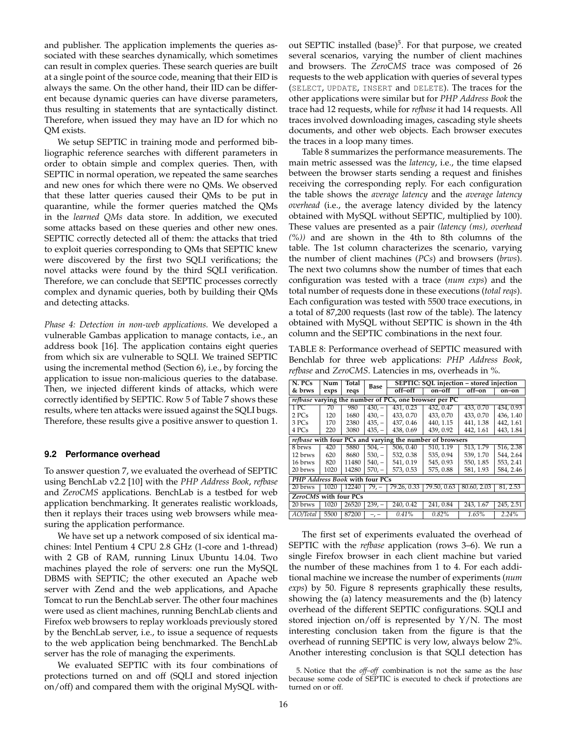and publisher. The application implements the queries associated with these searches dynamically, which sometimes can result in complex queries. These search queries are built at a single point of the source code, meaning that their EID is always the same. On the other hand, their IID can be different because dynamic queries can have diverse parameters, thus resulting in statements that are syntactically distinct. Therefore, when issued they may have an ID for which no QM exists.

We setup SEPTIC in training mode and performed bibliographic reference searches with different parameters in order to obtain simple and complex queries. Then, with SEPTIC in normal operation, we repeated the same searches and new ones for which there were no QMs. We observed that these latter queries caused their QMs to be put in quarantine, while the former queries matched the QMs in the *learned QMs* data store. In addition, we executed some attacks based on these queries and other new ones. SEPTIC correctly detected all of them: the attacks that tried to exploit queries corresponding to QMs that SEPTIC knew were discovered by the first two SQLI verifications; the novel attacks were found by the third SQLI verification. Therefore, we can conclude that SEPTIC processes correctly complex and dynamic queries, both by building their QMs and detecting attacks.

*Phase 4: Detection in non-web applications.* We developed a vulnerable Gambas application to manage contacts, i.e., an address book [16]. The application contains eight queries from which six are vulnerable to SQLI. We trained SEPTIC using the incremental method (Section 6), i.e., by forcing the application to issue non-malicious queries to the database. Then, we injected different kinds of attacks, which were correctly identified by SEPTIC. Row 5 of Table 7 shows these results, where ten attacks were issued against the SQLI bugs. Therefore, these results give a positive answer to question 1.

### 9.2 Performance overhead

To answer question 7, we evaluated the overhead of SEPTIC using BenchLab v2.2 [10] with the *PHP Address Book*, *refbase* and *ZeroCMS* applications. BenchLab is a testbed for web application benchmarking. It generates realistic workloads, then it replays their traces using web browsers while measuring the application performance.

We have set up a network composed of six identical machines: Intel Pentium 4 CPU 2.8 GHz (1-core and 1-thread) with 2 GB of RAM, running Linux Ubuntu 14.04. Two machines played the role of servers: one run the MySQL DBMS with SEPTIC; the other executed an Apache web server with Zend and the web applications, and Apache Tomcat to run the BenchLab server. The other four machines were used as client machines, running BenchLab clients and Firefox web browsers to replay workloads previously stored by the BenchLab server, i.e., to issue a sequence of requests to the web application being benchmarked. The BenchLab server has the role of managing the experiments.

We evaluated SEPTIC with its four combinations of protections turned on and off (SQLI and stored injection on/off) and compared them with the original MySQL without SEPTIC installed (base)[5]. For that purpose, we created several scenarios, varying the number of client machines and browsers. The *ZeroCMS* trace was composed of 26 requests to the web application with queries of several types (SELECT, UPDATE, INSERT and DELETE). The traces for the other applications were similar but for *PHP Address Book* the trace had 12 requests, while for *refbase* it had 14 requests. All traces involved downloading images, cascading style sheets documents, and other web objects. Each browser executes the traces in a loop many times.

Table 8 summarizes the performance measurements. The main metric assessed was the *latency*, i.e., the time elapsed between the browser starts sending a request and finishes receiving the corresponding reply. For each configuration the table shows the *average latency* and the *average latency overhead* (i.e., the average latency divided by the latency obtained with MySQL without SEPTIC, multiplied by 100). These values are presented as a pair *(latency (ms), overhead (%))* and are shown in the 4th to 8th columns of the table. The 1st column characterizes the scenario, varying the number of client machines (*PCs*) and browsers (*brws*). The next two columns show the number of times that each configuration was tested with a trace (*num exps*) and the total number of requests done in these executions (*total reqs*). Each configuration was tested with 5500 trace executions, in a total of 87,200 requests (last row of the table). The latency obtained with MySQL without SEPTIC is shown in the 4th column and the SEPTIC combinations in the next four.

TABLE 8: Performance overhead of SEPTIC measured with Benchlab for three web applications: *PHP Address Book*, *refbase* and *ZeroCMS*. Latencies in ms, overheads in %.

| N. PCs & brws | Num exps | Total reqs | Base | SEPTIC: SQL injection – stored injection | | | |
|---|---|---|---|---|---|---|---|
| | | | | off–off | on–off | off–on | on–on |
| ***refbase* varying the number of PCs, one browser per PC** | | | | | | | |
| 1 PC | 70 | 980 | 430, – | 431, 0.23 | 432, 0.47 | 433, 0.70 | 434, 0.93 |
| 2 PCs | 120 | 1680 | 430, – | 433, 0.70 | 433, 0.70 | 433, 0.70 | 436, 1.40 |
| 3 PCs | 170 | 2380 | 435, – | 437, 0.46 | 440, 1.15 | 441, 1.38 | 442, 1.61 |
| 4 PCs | 220 | 3080 | 435, – | 438, 0.69 | 439, 0.92 | 442, 1.61 | 443, 1.84 |
| ***refbase* with four PCs and varying the number of browsers** | | | | | | | |
| 8 brws | 420 | 5880 | 504, – | 506, 0.40 | 510, 1.19 | 513, 1.79 | 516, 2.38 |
| 12 brws | 620 | 8680 | 530, – | 532, 0.38 | 535, 0.94 | 539, 1.70 | 544, 2.64 |
| 16 brws | 820 | 11480 | 540, – | 541, 0.19 | 545, 0.93 | 550, 1.85 | 553, 2.41 |
| 20 brws | 1020 | 14280 | 570, – | 573, 0.53 | 575, 0.88 | 581, 1.93 | 584, 2.46 |
| ***PHP Address Book* with four PCs** | | | | | | | |
| 20 brws | 1020 | 12240 | 79, – | 79.26, 0.33 | 79.50, 0.63 | 80.60, 2.03 | 81, 2.53 |
| ***ZeroCMS* with four PCs** | | | | | | | |
| 20 brws | 1020 | 26520 | 239, – | 240, 0.42 | 241, 0.84 | 243, 1.67 | 245, 2.51 |
| *AO/Total* | 5500 | 87200 | –, – | *0.41%* | *0.82%* | *1.65%* | *2.24%* |

The first set of experiments evaluated the overhead of SEPTIC with the *refbase* application (rows 3–6). We run a single Firefox browser in each client machine but varied the number of these machines from 1 to 4. For each additional machine we increase the number of experiments (*num exps*) by 50. Figure 8 represents graphically these results, showing the (a) latency measurements and the (b) latency overhead of the different SEPTIC configurations. SQLI and stored injection on/off is represented by Y/N. The most interesting conclusion taken from the figure is that the overhead of running SEPTIC is very low, always below 2%. Another interesting conclusion is that SQLI detection has

5. Notice that the *off–off* combination is not the same as the *base* because some code of SEPTIC is executed to check if protections are turned on or off.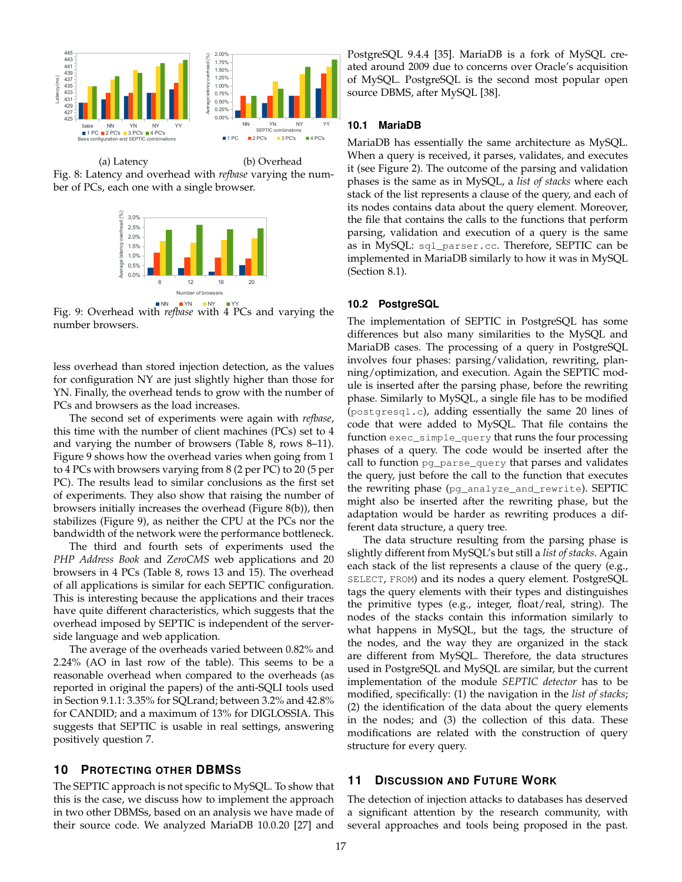(a) Latency

(b) Overhead

Fig. 8: Latency and overhead with *refbase* varying the number of PCs, each one with a single browser.

Fig. 9: Overhead with *refbase* with 4 PCs and varying the number browsers.

less overhead than stored injection detection, as the values for configuration NY are just slightly higher than those for YN. Finally, the overhead tends to grow with the number of PCs and browsers as the load increases.

The second set of experiments were again with *refbase*, this time with the number of client machines (PCs) set to 4 and varying the number of browsers (Table 8, rows 8–11). Figure 9 shows how the overhead varies when going from 1 to 4 PCs with browsers varying from 8 (2 per PC) to 20 (5 per PC). The results lead to similar conclusions as the first set of experiments. They also show that raising the number of browsers initially increases the overhead (Figure 8(b)), then stabilizes (Figure 9), as neither the CPU at the PCs nor the bandwidth of the network were the performance bottleneck.

The third and fourth sets of experiments used the *PHP Address Book* and *ZeroCMS* web applications and 20 browsers in 4 PCs (Table 8, rows 13 and 15). The overhead of all applications is similar for each SEPTIC configuration. This is interesting because the applications and their traces have quite different characteristics, which suggests that the overhead imposed by SEPTIC is independent of the server-side language and web application.

The average of the overheads varied between 0.82% and 2.24% (AO in last row of the table). This seems to be a reasonable overhead when compared to the overheads (as reported in original the papers) of the anti-SQLI tools used in Section 9.1.1: 3.35% for SQLrand; between 3.2% and 42.8% for CANDID; and a maximum of 13% for DIGLOSSIA. This suggests that SEPTIC is usable in real settings, answering positively question 7.

## 10 Protecting other DBMSs

The SEPTIC approach is not specific to MySQL. To show that this is the case, we discuss how to implement the approach in two other DBMSs, based on an analysis we have made of their source code. We analyzed MariaDB 10.0.20 [27] and PostgreSQL 9.4.4 [35]. MariaDB is a fork of MySQL created around 2009 due to concerns over Oracle's acquisition of MySQL. PostgreSQL is the second most popular open source DBMS, after MySQL [38].

### 10.1 MariaDB

MariaDB has essentially the same architecture as MySQL. When a query is received, it parses, validates, and executes it (see Figure 2). The outcome of the parsing and validation phases is the same as in MySQL, a *list of stacks* where each stack of the list represents a clause of the query, and each of its nodes contains data about the query element. Moreover, the file that contains the calls to the functions that perform parsing, validation and execution of a query is the same as in MySQL: `sql_parser.cc`. Therefore, SEPTIC can be implemented in MariaDB similarly to how it was in MySQL (Section 8.1).

### 10.2 PostgreSQL

The implementation of SEPTIC in PostgreSQL has some differences but also many similarities to the MySQL and MariaDB cases. The processing of a query in PostgreSQL involves four phases: parsing/validation, rewriting, planning/optimization, and execution. Again the SEPTIC module is inserted after the parsing phase, before the rewriting phase. Similarly to MySQL, a single file has to be modified (`postgresql.c`), adding essentially the same 20 lines of code that were added to MySQL. That file contains the function `exec_simple_query` that runs the four processing phases of a query. The code would be inserted after the call to function `pg_parse_query` that parses and validates the query, just before the call to the function that executes the rewriting phase (`pg_analyze_and_rewrite`). SEPTIC might also be inserted after the rewriting phase, but the adaptation would be harder as rewriting produces a different data structure, a query tree.

The data structure resulting from the parsing phase is slightly different from MySQL's but still a *list of stacks*. Again each stack of the list represents a clause of the query (e.g., `SELECT`, `FROM`) and its nodes a query element. PostgreSQL tags the query elements with their types and distinguishes the primitive types (e.g., integer, float/real, string). The nodes of the stacks contain this information similarly to what happens in MySQL, but the tags, the structure of the nodes, and the way they are organized in the stack are different from MySQL. Therefore, the data structures used in PostgreSQL and MySQL are similar, but the current implementation of the module *SEPTIC detector* has to be modified, specifically: (1) the navigation in the *list of stacks*; (2) the identification of the data about the query elements in the nodes; and (3) the collection of this data. These modifications are related with the construction of query structure for every query.

## 11 Discussion and Future Work

The detection of injection attacks to databases has deserved a significant attention by the research community, with several approaches and tools being proposed in the past.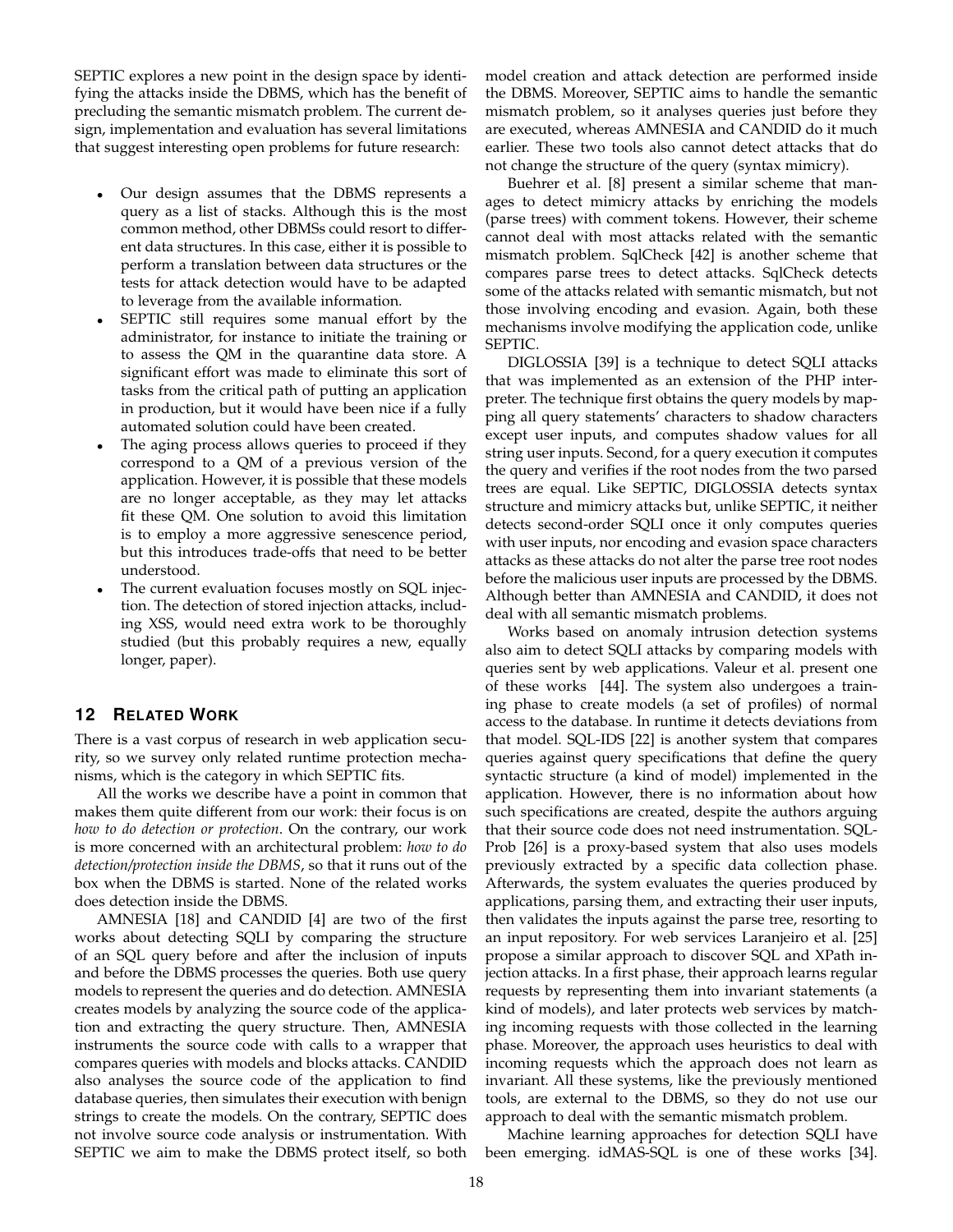SEPTIC explores a new point in the design space by identifying the attacks inside the DBMS, which has the benefit of precluding the semantic mismatch problem. The current design, implementation and evaluation has several limitations that suggest interesting open problems for future research:

- Our design assumes that the DBMS represents a query as a list of stacks. Although this is the most common method, other DBMSs could resort to different data structures. In this case, either it is possible to perform a translation between data structures or the tests for attack detection would have to be adapted to leverage from the available information.
- SEPTIC still requires some manual effort by the administrator, for instance to initiate the training or to assess the QM in the quarantine data store. A significant effort was made to eliminate this sort of tasks from the critical path of putting an application in production, but it would have been nice if a fully automated solution could have been created.
- The aging process allows queries to proceed if they correspond to a QM of a previous version of the application. However, it is possible that these models are no longer acceptable, as they may let attacks fit these QM. One solution to avoid this limitation is to employ a more aggressive senescence period, but this introduces trade-offs that need to be better understood.
- The current evaluation focuses mostly on SQL injection. The detection of stored injection attacks, including XSS, would need extra work to be thoroughly studied (but this probably requires a new, equally longer, paper).

## 12 Related Work

There is a vast corpus of research in web application security, so we survey only related runtime protection mechanisms, which is the category in which SEPTIC fits.

All the works we describe have a point in common that makes them quite different from our work: their focus is on *how to do detection or protection*. On the contrary, our work is more concerned with an architectural problem: *how to do detection/protection inside the DBMS*, so that it runs out of the box when the DBMS is started. None of the related works does detection inside the DBMS.

AMNESIA [18] and CANDID [4] are two of the first works about detecting SQLI by comparing the structure of an SQL query before and after the inclusion of inputs and before the DBMS processes the queries. Both use query models to represent the queries and do detection. AMNESIA creates models by analyzing the source code of the application and extracting the query structure. Then, AMNESIA instruments the source code with calls to a wrapper that compares queries with models and blocks attacks. CANDID also analyses the source code of the application to find database queries, then simulates their execution with benign strings to create the models. On the contrary, SEPTIC does not involve source code analysis or instrumentation. With SEPTIC we aim to make the DBMS protect itself, so both model creation and attack detection are performed inside the DBMS. Moreover, SEPTIC aims to handle the semantic mismatch problem, so it analyses queries just before they are executed, whereas AMNESIA and CANDID do it much earlier. These two tools also cannot detect attacks that do not change the structure of the query (syntax mimicry).

Buehrer et al. [8] present a similar scheme that manages to detect mimicry attacks by enriching the models (parse trees) with comment tokens. However, their scheme cannot deal with most attacks related with the semantic mismatch problem. SqlCheck [42] is another scheme that compares parse trees to detect attacks. SqlCheck detects some of the attacks related with semantic mismatch, but not those involving encoding and evasion. Again, both these mechanisms involve modifying the application code, unlike SEPTIC.

DIGLOSSIA [39] is a technique to detect SQLI attacks that was implemented as an extension of the PHP interpreter. The technique first obtains the query models by mapping all query statements' characters to shadow characters except user inputs, and computes shadow values for all string user inputs. Second, for a query execution it computes the query and verifies if the root nodes from the two parsed trees are equal. Like SEPTIC, DIGLOSSIA detects syntax structure and mimicry attacks but, unlike SEPTIC, it neither detects second-order SQLI once it only computes queries with user inputs, nor encoding and evasion space characters attacks as these attacks do not alter the parse tree root nodes before the malicious user inputs are processed by the DBMS. Although better than AMNESIA and CANDID, it does not deal with all semantic mismatch problems.

Works based on anomaly intrusion detection systems also aim to detect SQLI attacks by comparing models with queries sent by web applications. Valeur et al. present one of these works [44]. The system also undergoes a training phase to create models (a set of profiles) of normal access to the database. In runtime it detects deviations from that model. SQL-IDS [22] is another system that compares queries against query specifications that define the query syntactic structure (a kind of model) implemented in the application. However, there is no information about how such specifications are created, despite the authors arguing that their source code does not need instrumentation. SQL-Prob [26] is a proxy-based system that also uses models previously extracted by a specific data collection phase. Afterwards, the system evaluates the queries produced by applications, parsing them, and extracting their user inputs, then validates the inputs against the parse tree, resorting to an input repository. For web services Laranjeiro et al. [25] propose a similar approach to discover SQL and XPath injection attacks. In a first phase, their approach learns regular requests by representing them into invariant statements (a kind of models), and later protects web services by matching incoming requests with those collected in the learning phase. Moreover, the approach uses heuristics to deal with incoming requests which the approach does not learn as invariant. All these systems, like the previously mentioned tools, are external to the DBMS, so they do not use our approach to deal with the semantic mismatch problem.

Machine learning approaches for detection SQLI have been emerging. idMAS-SQL is one of these works [34].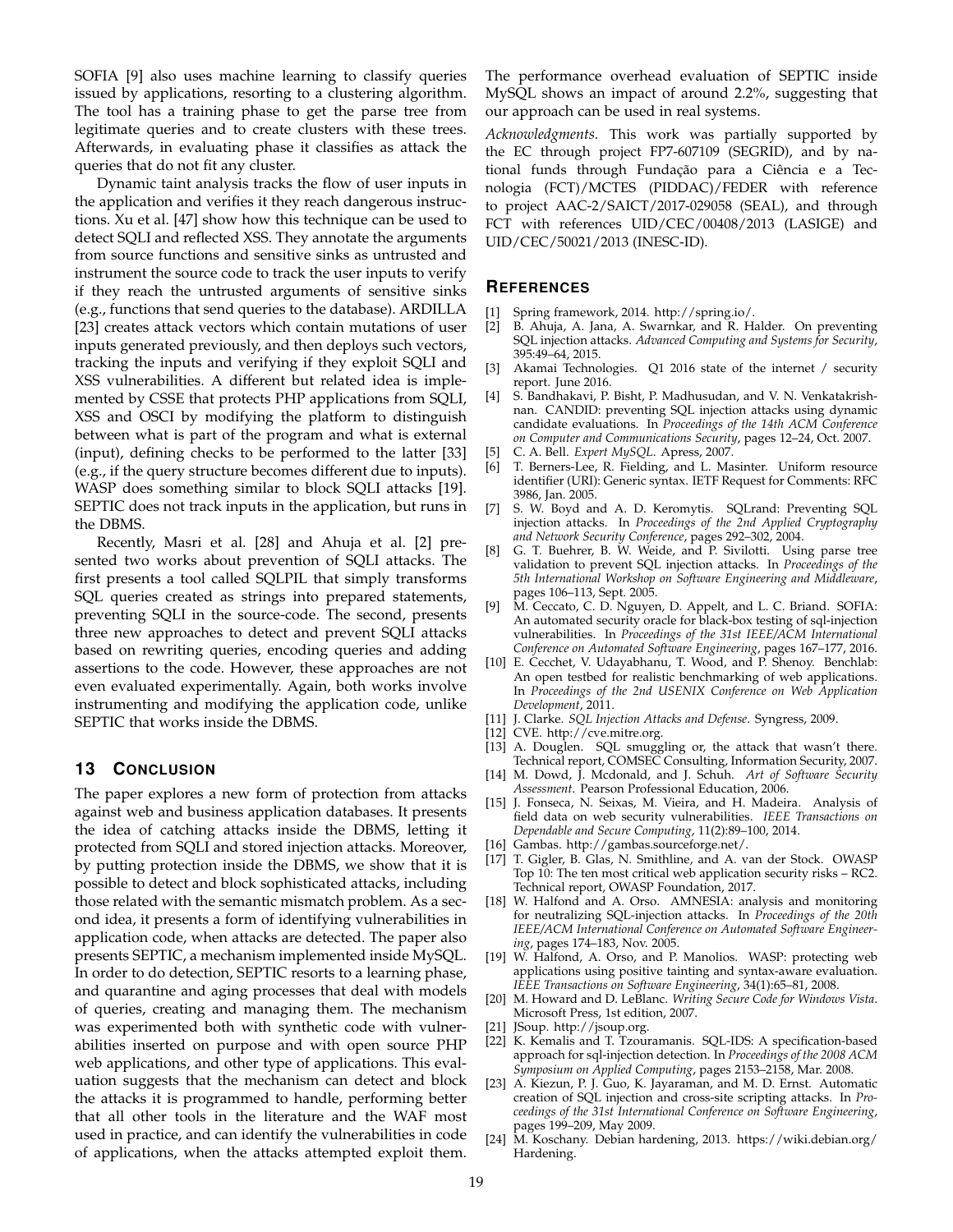SOFIA [9] also uses machine learning to classify queries issued by applications, resorting to a clustering algorithm. The tool has a training phase to get the parse tree from legitimate queries and to create clusters with these trees. Afterwards, in evaluating phase it classifies as attack the queries that do not fit any cluster.

Dynamic taint analysis tracks the flow of user inputs in the application and verifies it they reach dangerous instructions. Xu et al. [47] show how this technique can be used to detect SQLI and reflected XSS. They annotate the arguments from source functions and sensitive sinks as untrusted and instrument the source code to track the user inputs to verify if they reach the untrusted arguments of sensitive sinks (e.g., functions that send queries to the database). ARDILLA [23] creates attack vectors which contain mutations of user inputs generated previously, and then deploys such vectors, tracking the inputs and verifying if they exploit SQLI and XSS vulnerabilities. A different but related idea is implemented by CSSE that protects PHP applications from SQLI, XSS and OSCI by modifying the platform to distinguish between what is part of the program and what is external (input), defining checks to be performed to the latter [33] (e.g., if the query structure becomes different due to inputs). WASP does something similar to block SQLI attacks [19]. SEPTIC does not track inputs in the application, but runs in the DBMS.

Recently, Masri et al. [28] and Ahuja et al. [2] presented two works about prevention of SQLI attacks. The first presents a tool called SQLPIL that simply transforms SQL queries created as strings into prepared statements, preventing SQLI in the source-code. The second, presents three new approaches to detect and prevent SQLI attacks based on rewriting queries, encoding queries and adding assertions to the code. However, these approaches are not even evaluated experimentally. Again, both works involve instrumenting and modifying the application code, unlike SEPTIC that works inside the DBMS.

## 13 Conclusion

The paper explores a new form of protection from attacks against web and business application databases. It presents the idea of catching attacks inside the DBMS, letting it protected from SQLI and stored injection attacks. Moreover, by putting protection inside the DBMS, we show that it is possible to detect and block sophisticated attacks, including those related with the semantic mismatch problem. As a second idea, it presents a form of identifying vulnerabilities in application code, when attacks are detected. The paper also presents SEPTIC, a mechanism implemented inside MySQL. In order to do detection, SEPTIC resorts to a learning phase, and quarantine and aging processes that deal with models of queries, creating and managing them. The mechanism was experimented both with synthetic code with vulnerabilities inserted on purpose and with open source PHP web applications, and other type of applications. This evaluation suggests that the mechanism can detect and block the attacks it is programmed to handle, performing better that all other tools in the literature and the WAF most used in practice, and can identify the vulnerabilities in code of applications, when the attacks attempted exploit them. The performance overhead evaluation of SEPTIC inside MySQL shows an impact of around 2.2%, suggesting that our approach can be used in real systems.

*Acknowledgments.* This work was partially supported by the EC through project FP7-607109 (SEGRID), and by national funds through Fundação para a Ciência e a Tecnologia (FCT)/MCTES (PIDDAC)/FEDER with reference to project AAC-2/SAICT/2017-029058 (SEAL), and through FCT with references UID/CEC/00408/2013 (LASIGE) and UID/CEC/50021/2013 (INESC-ID).

## References

[1] Spring framework, 2014. http://spring.io/.

[2] B. Ahuja, A. Jana, A. Swarnkar, and R. Halder. On preventing SQL injection attacks. *Advanced Computing and Systems for Security*, 395:49–64, 2015.

[3] Akamai Technologies. Q1 2016 state of the internet / security report. June 2016.

[4] S. Bandhakavi, P. Bisht, P. Madhusudan, and V. N. Venkatakrishnan. CANDID: preventing SQL injection attacks using dynamic candidate evaluations. In *Proceedings of the 14th ACM Conference on Computer and Communications Security*, pages 12–24, Oct. 2007.

[5] C. A. Bell. *Expert MySQL*. Apress, 2007.

[6] T. Berners-Lee, R. Fielding, and L. Masinter. Uniform resource identifier (URI): Generic syntax. IETF Request for Comments: RFC 3986, Jan. 2005.

[7] S. W. Boyd and A. D. Keromytis. SQLrand: Preventing SQL injection attacks. In *Proceedings of the 2nd Applied Cryptography and Network Security Conference*, pages 292–302, 2004.

[8] G. T. Buehrer, B. W. Weide, and P. Sivilotti. Using parse tree validation to prevent SQL injection attacks. In *Proceedings of the 5th International Workshop on Software Engineering and Middleware*, pages 106–113, Sept. 2005.

[9] M. Ceccato, C. D. Nguyen, D. Appelt, and L. C. Briand. SOFIA: An automated security oracle for black-box testing of sql-injection vulnerabilities. In *Proceedings of the 31st IEEE/ACM International Conference on Automated Software Engineering*, pages 167–177, 2016.

[10] E. Cecchet, V. Udayabhanu, T. Wood, and P. Shenoy. Benchlab: An open testbed for realistic benchmarking of web applications. In *Proceedings of the 2nd USENIX Conference on Web Application Development*, 2011.

[11] J. Clarke. *SQL Injection Attacks and Defense*. Syngress, 2009.

[12] CVE. http://cve.mitre.org.

[13] A. Douglen. SQL smuggling or, the attack that wasn't there. Technical report, COMSEC Consulting, Information Security, 2007.

[14] M. Dowd, J. Mcdonald, and J. Schuh. *Art of Software Security Assessment*. Pearson Professional Education, 2006.

[15] J. Fonseca, N. Seixas, M. Vieira, and H. Madeira. Analysis of field data on web security vulnerabilities. *IEEE Transactions on Dependable and Secure Computing*, 11(2):89–100, 2014.

[16] Gambas. http://gambas.sourceforge.net/.

[17] T. Gigler, B. Glas, N. Smithline, and A. van der Stock. OWASP Top 10: The ten most critical web application security risks – RC2. Technical report, OWASP Foundation, 2017.

[18] W. Halfond and A. Orso. AMNESIA: analysis and monitoring for neutralizing SQL-injection attacks. In *Proceedings of the 20th IEEE/ACM International Conference on Automated Software Engineering*, pages 174–183, Nov. 2005.

[19] W. Halfond, A. Orso, and P. Manolios. WASP: protecting web applications using positive tainting and syntax-aware evaluation. *IEEE Transactions on Software Engineering*, 34(1):65–81, 2008.

[20] M. Howard and D. LeBlanc. *Writing Secure Code for Windows Vista*. Microsoft Press, 1st edition, 2007.

[21] JSoup. http://jsoup.org.

[22] K. Kemalis and T. Tzouramanis. SQL-IDS: A specification-based approach for sql-injection detection. In *Proceedings of the 2008 ACM Symposium on Applied Computing*, pages 2153–2158, Mar. 2008.

[23] A. Kiezun, P. J. Guo, K. Jayaraman, and M. D. Ernst. Automatic creation of SQL injection and cross-site scripting attacks. In *Proceedings of the 31st International Conference on Software Engineering*, pages 199–209, May 2009.

[24] M. Koschany. Debian hardening, 2013. https://wiki.debian.org/Hardening.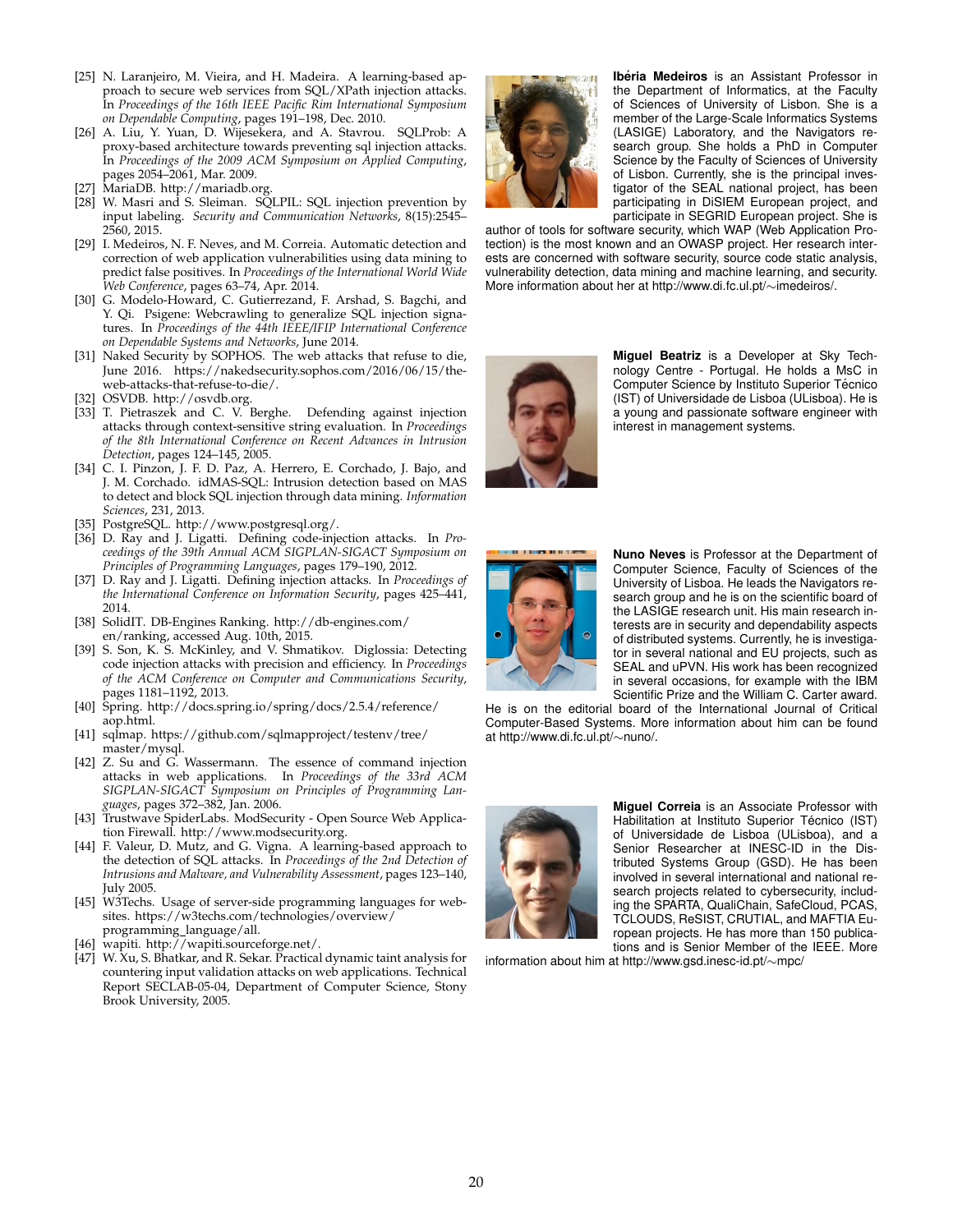[25] N. Laranjeiro, M. Vieira, and H. Madeira. A learning-based approach to secure web services from SQL/XPath injection attacks. In *Proceedings of the 16th IEEE Pacific Rim International Symposium on Dependable Computing*, pages 191–198, Dec. 2010.

[26] A. Liu, Y. Yuan, D. Wijesekera, and A. Stavrou. SQLProb: A proxy-based architecture towards preventing sql injection attacks. In *Proceedings of the 2009 ACM Symposium on Applied Computing*, pages 2054–2061, Mar. 2009.

[27] MariaDB. http://mariadb.org.

[28] W. Masri and S. Sleiman. SQLPIL: SQL injection prevention by input labeling. *Security and Communication Networks*, 8(15):2545–2560, 2015.

[29] I. Medeiros, N. F. Neves, and M. Correia. Automatic detection and correction of web application vulnerabilities using data mining to predict false positives. In *Proceedings of the International World Wide Web Conference*, pages 63–74, Apr. 2014.

[30] G. Modelo-Howard, C. Gutierrezand, F. Arshad, S. Bagchi, and Y. Qi. Psigene: Webcrawling to generalize SQL injection signatures. In *Proceedings of the 44th IEEE/IFIP International Conference on Dependable Systems and Networks*, June 2014.

[31] Naked Security by SOPHOS. The web attacks that refuse to die, June 2016. https://nakedsecurity.sophos.com/2016/06/15/the-web-attacks-that-refuse-to-die/.

[32] OSVDB. http://osvdb.org.

[33] T. Pietraszek and C. V. Berghe. Defending against injection attacks through context-sensitive string evaluation. In *Proceedings of the 8th International Conference on Recent Advances in Intrusion Detection*, pages 124–145, 2005.

[34] C. I. Pinzon, J. F. D. Paz, A. Herrero, E. Corchado, J. Bajo, and J. M. Corchado. idMAS-SQL: Intrusion detection based on MAS to detect and block SQL injection through data mining. *Information Sciences*, 231, 2013.

[35] PostgreSQL. http://www.postgresql.org/.

[36] D. Ray and J. Ligatti. Defining code-injection attacks. In *Proceedings of the 39th Annual ACM SIGPLAN-SIGACT Symposium on Principles of Programming Languages*, pages 179–190, 2012.

[37] D. Ray and J. Ligatti. Defining injection attacks. In *Proceedings of the International Conference on Information Security*, pages 425–441, 2014.

[38] SolidIT. DB-Engines Ranking. http://db-engines.com/en/ranking, accessed Aug. 10th, 2015.

[39] S. Son, K. S. McKinley, and V. Shmatikov. Diglossia: Detecting code injection attacks with precision and efficiency. In *Proceedings of the ACM Conference on Computer and Communications Security*, pages 1181–1192, 2013.

[40] Spring. http://docs.spring.io/spring/docs/2.5.4/reference/aop.html.

[41] sqlmap. https://github.com/sqlmapproject/testenv/tree/master/mysql.

[42] Z. Su and G. Wassermann. The essence of command injection attacks in web applications. In *Proceedings of the 33rd ACM SIGPLAN-SIGACT Symposium on Principles of Programming Languages*, pages 372–382, Jan. 2006.

[43] Trustwave SpiderLabs. ModSecurity - Open Source Web Application Firewall. http://www.modsecurity.org.

[44] F. Valeur, D. Mutz, and G. Vigna. A learning-based approach to the detection of SQL attacks. In *Proceedings of the 2nd Detection of Intrusions and Malware, and Vulnerability Assessment*, pages 123–140, July 2005.

[45] W3Techs. Usage of server-side programming languages for websites. https://w3techs.com/technologies/overview/programming_language/all.

[46] wapiti. http://wapiti.sourceforge.net/.

[47] W. Xu, S. Bhatkar, and R. Sekar. Practical dynamic taint analysis for countering input validation attacks on web applications. Technical Report SECLAB-05-04, Department of Computer Science, Stony Brook University, 2005.

**Ibéria Medeiros** is an Assistant Professor in the Department of Informatics, at the Faculty of Sciences of University of Lisbon. She is a member of the Large-Scale Informatics Systems (LASIGE) Laboratory, and the Navigators research group. She holds a PhD in Computer Science by the Faculty of Sciences of University of Lisbon. Currently, she is the principal investigator of the SEAL national project, has been participating in DiSIEM European project, and participate in SEGRID European project. She is author of tools for software security, which WAP (Web Application Protection) is the most known and an OWASP project. Her research interests are concerned with software security, source code static analysis, vulnerability detection, data mining and machine learning, and security. More information about her at http://www.di.fc.ul.pt/∼imedeiros/.

**Miguel Beatriz** is a Developer at Sky Technology Centre - Portugal. He holds a MsC in Computer Science by Instituto Superior Técnico (IST) of Universidade de Lisboa (ULisboa). He is a young and passionate software engineer with interest in management systems.

**Nuno Neves** is Professor at the Department of Computer Science, Faculty of Sciences of the University of Lisboa. He leads the Navigators research group and he is on the scientific board of the LASIGE research unit. His main research interests are in security and dependability aspects of distributed systems. Currently, he is investigator in several national and EU projects, such as SEAL and uPVN. His work has been recognized in several occasions, for example with the IBM Scientific Prize and the William C. Carter award. He is on the editorial board of the International Journal of Critical Computer-Based Systems. More information about him can be found at http://www.di.fc.ul.pt/∼nuno/.

**Miguel Correia** is an Associate Professor with Habilitation at Instituto Superior Técnico (IST) of Universidade de Lisboa (ULisboa), and a Senior Researcher at INESC-ID in the Distributed Systems Group (GSD). He has been involved in several international and national research projects related to cybersecurity, including the SPARTA, QualiChain, SafeCloud, PCAS, TCLOUDS, ReSIST, CRUTIAL, and MAFTIA European projects. He has more than 150 publications and is Senior Member of the IEEE. More information about him at http://www.gsd.inesc-id.pt/∼mpc/